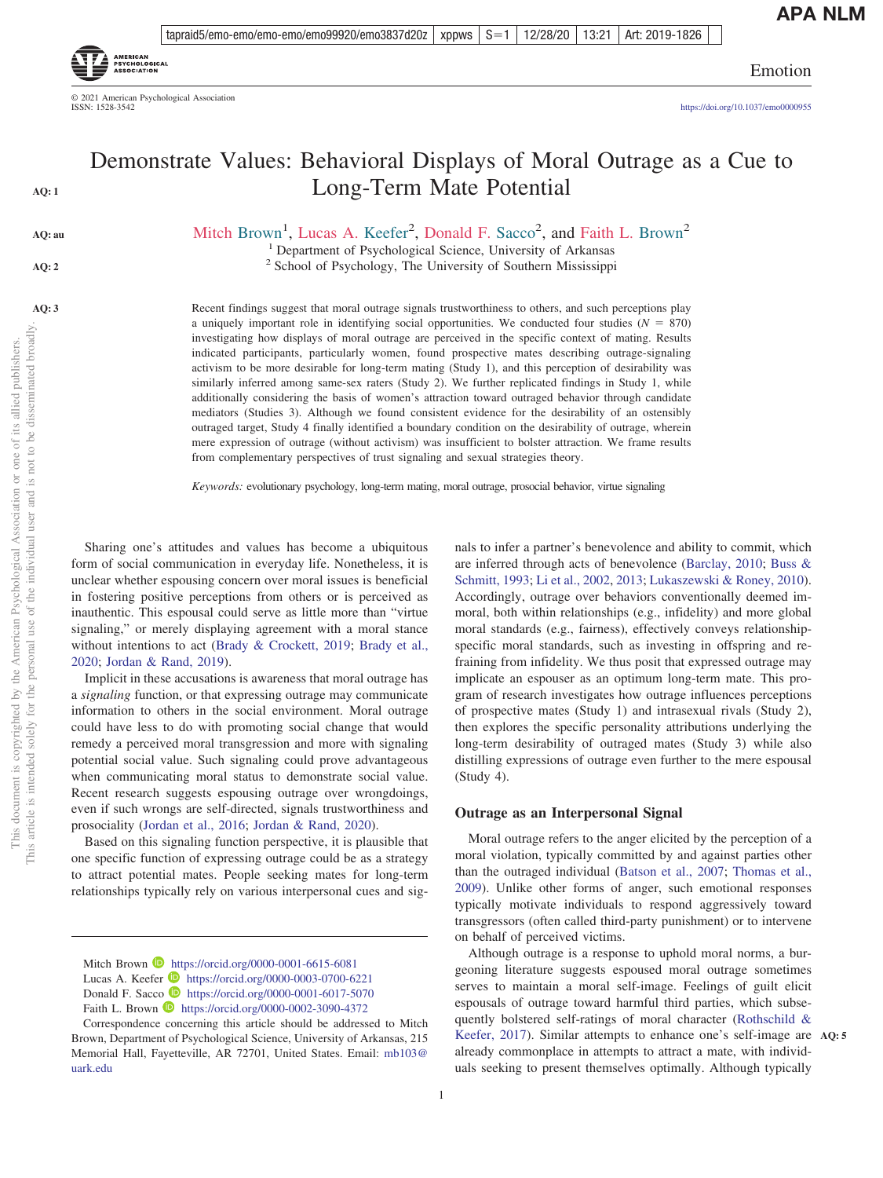# Demonstrate Values: Behavioral Displays of Moral Outrage as a Cue to Long-Term Mate Potential

Mitch Brown[1], Lucas A. Keefer[2], Donald F. Sacco[2], and Faith L. Brown[2]

[1] Department of Psychological Science, University of Arkansas
[2] School of Psychology, The University of Southern Mississippi

Recent findings suggest that moral outrage signals trustworthiness to others, and such perceptions play a uniquely important role in identifying social opportunities. We conducted four studies ($N$ = 870) investigating how displays of moral outrage are perceived in the specific context of mating. Results indicated participants, particularly women, found prospective mates describing outrage-signaling activism to be more desirable for long-term mating (Study 1), and this perception of desirability was similarly inferred among same-sex raters (Study 2). We further replicated findings in Study 1, while additionally considering the basis of women's attraction toward outraged behavior through candidate mediators (Studies 3). Although we found consistent evidence for the desirability of an ostensibly outraged target, Study 4 finally identified a boundary condition on the desirability of outrage, wherein mere expression of outrage (without activism) was insufficient to bolster attraction. We frame results from complementary perspectives of trust signaling and sexual strategies theory.

*Keywords:* evolutionary psychology, long-term mating, moral outrage, prosocial behavior, virtue signaling

Sharing one's attitudes and values has become a ubiquitous form of social communication in everyday life. Nonetheless, it is unclear whether espousing concern over moral issues is beneficial in fostering positive perceptions from others or is perceived as inauthentic. This espousal could serve as little more than "virtue signaling," or merely displaying agreement with a moral stance without intentions to act (Brady & Crockett, 2019; Brady et al., 2020; Jordan & Rand, 2019).

Implicit in these accusations is awareness that moral outrage has a *signaling* function, or that expressing outrage may communicate information to others in the social environment. Moral outrage could have less to do with promoting social change that would remedy a perceived moral transgression and more with signaling potential social value. Such signaling could prove advantageous when communicating moral status to demonstrate social value. Recent research suggests espousing outrage over wrongdoings, even if such wrongs are self-directed, signals trustworthiness and prosociality (Jordan et al., 2016; Jordan & Rand, 2020).

Based on this signaling function perspective, it is plausible that one specific function of expressing outrage could be as a strategy to attract potential mates. People seeking mates for long-term relationships typically rely on various interpersonal cues and signals to infer a partner's benevolence and ability to commit, which are inferred through acts of benevolence (Barclay, 2010; Buss & Schmitt, 1993; Li et al., 2002, 2013; Lukaszewski & Roney, 2010). Accordingly, outrage over behaviors conventionally deemed immoral, both within relationships (e.g., infidelity) and more global moral standards (e.g., fairness), effectively conveys relationship-specific moral standards, such as investing in offspring and refraining from infidelity. We thus posit that expressed outrage may implicate an espouser as an optimum long-term mate. This program of research investigates how outrage influences perceptions of prospective mates (Study 1) and intrasexual rivals (Study 2), then explores the specific personality attributions underlying the long-term desirability of outraged mates (Study 3) while also distilling expressions of outrage even further to the mere espousal (Study 4).

## Outrage as an Interpersonal Signal

Moral outrage refers to the anger elicited by the perception of a moral violation, typically committed by and against parties other than the outraged individual (Batson et al., 2007; Thomas et al., 2009). Unlike other forms of anger, such emotional responses typically motivate individuals to respond aggressively toward transgressors (often called third-party punishment) or to intervene on behalf of perceived victims.

Although outrage is a response to uphold moral norms, a burgeoning literature suggests espoused moral outrage sometimes serves to maintain a moral self-image. Feelings of guilt elicit espousals of outrage toward harmful third parties, which subsequently bolstered self-ratings of moral character (Rothschild & Keefer, 2017). Similar attempts to enhance one's self-image are already commonplace in attempts to attract a mate, with individuals seeking to present themselves optimally. Although typically

---

Mitch Brown https://orcid.org/0000-0001-6615-6081
Lucas A. Keefer https://orcid.org/0000-0003-0700-6221
Donald F. Sacco https://orcid.org/0000-0001-6017-5070
Faith L. Brown https://orcid.org/0000-0002-3090-4372

Correspondence concerning this article should be addressed to Mitch Brown, Department of Psychological Science, University of Arkansas, 215 Memorial Hall, Fayetteville, AR 72701, United States. Email: mb103@uark.edu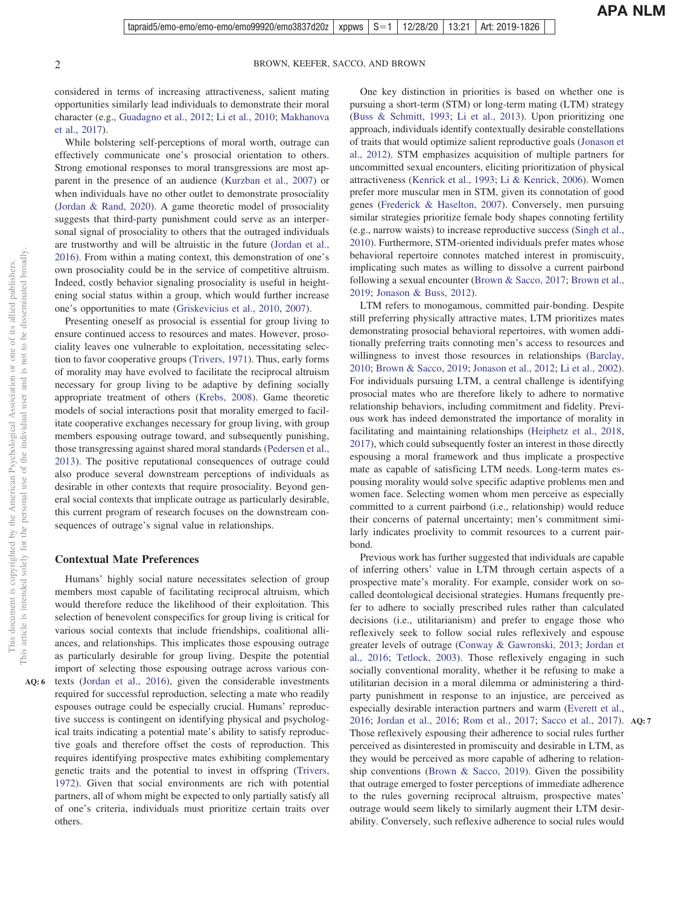considered in terms of increasing attractiveness, salient mating opportunities similarly lead individuals to demonstrate their moral character (e.g., Guadagno et al., 2012; Li et al., 2010; Makhanova et al., 2017).

While bolstering self-perceptions of moral worth, outrage can effectively communicate one's prosocial orientation to others. Strong emotional responses to moral transgressions are most apparent in the presence of an audience (Kurzban et al., 2007) or when individuals have no other outlet to demonstrate prosociality (Jordan & Rand, 2020). A game theoretic model of prosociality suggests that third-party punishment could serve as an interpersonal signal of prosociality to others that the outraged individuals are trustworthy and will be altruistic in the future (Jordan et al., 2016). From within a mating context, this demonstration of one's own prosociality could be in the service of competitive altruism. Indeed, costly behavior signaling prosociality is useful in heightening social status within a group, which would further increase one's opportunities to mate (Griskevicius et al., 2010, 2007).

Presenting oneself as prosocial is essential for group living to ensure continued access to resources and mates. However, prosociality leaves one vulnerable to exploitation, necessitating selection to favor cooperative groups (Trivers, 1971). Thus, early forms of morality may have evolved to facilitate the reciprocal altruism necessary for group living to be adaptive by defining socially appropriate treatment of others (Krebs, 2008). Game theoretic models of social interactions posit that morality emerged to facilitate cooperative exchanges necessary for group living, with group members espousing outrage toward, and subsequently punishing, those transgressing against shared moral standards (Pedersen et al., 2013). The positive reputational consequences of outrage could also produce several downstream perceptions of individuals as desirable in other contexts that require prosociality. Beyond general social contexts that implicate outrage as particularly desirable, this current program of research focuses on the downstream consequences of outrage's signal value in relationships.

## Contextual Mate Preferences

Humans' highly social nature necessitates selection of group members most capable of facilitating reciprocal altruism, which would therefore reduce the likelihood of their exploitation. This selection of benevolent conspecifics for group living is critical for various social contexts that include friendships, coalitional alliances, and relationships. This implicates those espousing outrage as particularly desirable for group living. Despite the potential import of selecting those espousing outrage across various contexts (Jordan et al., 2016), given the considerable investments required for successful reproduction, selecting a mate who readily espouses outrage could be especially crucial. Humans' reproductive success is contingent on identifying physical and psychological traits indicating a potential mate's ability to satisfy reproductive goals and therefore offset the costs of reproduction. This requires identifying prospective mates exhibiting complementary genetic traits and the potential to invest in offspring (Trivers, 1972). Given that social environments are rich with potential partners, all of whom might be expected to only partially satisfy all of one's criteria, individuals must prioritize certain traits over others.

One key distinction in priorities is based on whether one is pursuing a short-term (STM) or long-term mating (LTM) strategy (Buss & Schmitt, 1993; Li et al., 2013). Upon prioritizing one approach, individuals identify contextually desirable constellations of traits that would optimize salient reproductive goals (Jonason et al., 2012). STM emphasizes acquisition of multiple partners for uncommitted sexual encounters, eliciting prioritization of physical attractiveness (Kenrick et al., 1993; Li & Kenrick, 2006). Women prefer more muscular men in STM, given its connotation of good genes (Frederick & Haselton, 2007). Conversely, men pursuing similar strategies prioritize female body shapes connoting fertility (e.g., narrow waists) to increase reproductive success (Singh et al., 2010). Furthermore, STM-oriented individuals prefer mates whose behavioral repertoire connotes matched interest in promiscuity, implicating such mates as willing to dissolve a current pairbond following a sexual encounter (Brown & Sacco, 2017; Brown et al., 2019; Jonason & Buss, 2012).

LTM refers to monogamous, committed pair-bonding. Despite still preferring physically attractive mates, LTM prioritizes mates demonstrating prosocial behavioral repertoires, with women additionally preferring traits connoting men's access to resources and willingness to invest those resources in relationships (Barclay, 2010; Brown & Sacco, 2019; Jonason et al., 2012; Li et al., 2002). For individuals pursuing LTM, a central challenge is identifying prosocial mates who are therefore likely to adhere to normative relationship behaviors, including commitment and fidelity. Previous work has indeed demonstrated the importance of morality in facilitating and maintaining relationships (Heiphetz et al., 2018, 2017), which could subsequently foster an interest in those directly espousing a moral framework and thus implicate a prospective mate as capable of satisficing LTM needs. Long-term mates espousing morality would solve specific adaptive problems men and women face. Selecting women whom men perceive as especially committed to a current pairbond (i.e., relationship) would reduce their concerns of paternal uncertainty; men's commitment similarly indicates proclivity to commit resources to a current pairbond.

Previous work has further suggested that individuals are capable of inferring others' value in LTM through certain aspects of a prospective mate's morality. For example, consider work on so-called deontological decisional strategies. Humans frequently prefer to adhere to socially prescribed rules rather than calculated decisions (i.e., utilitarianism) and prefer to engage those who reflexively seek to follow social rules reflexively and espouse greater levels of outrage (Conway & Gawronski, 2013; Jordan et al., 2016; Tetlock, 2003). Those reflexively engaging in such socially conventional morality, whether it be refusing to make a utilitarian decision in a moral dilemma or administering a third-party punishment in response to an injustice, are perceived as especially desirable interaction partners and warm (Everett et al., 2016; Jordan et al., 2016; Rom et al., 2017; Sacco et al., 2017). Those reflexively espousing their adherence to social rules further perceived as disinterested in promiscuity and desirable in LTM, as they would be perceived as more capable of adhering to relationship conventions (Brown & Sacco, 2019). Given the possibility that outrage emerged to foster perceptions of immediate adherence to the rules governing reciprocal altruism, prospective mates' outrage would seem likely to similarly augment their LTM desirability. Conversely, such reflexive adherence to social rules would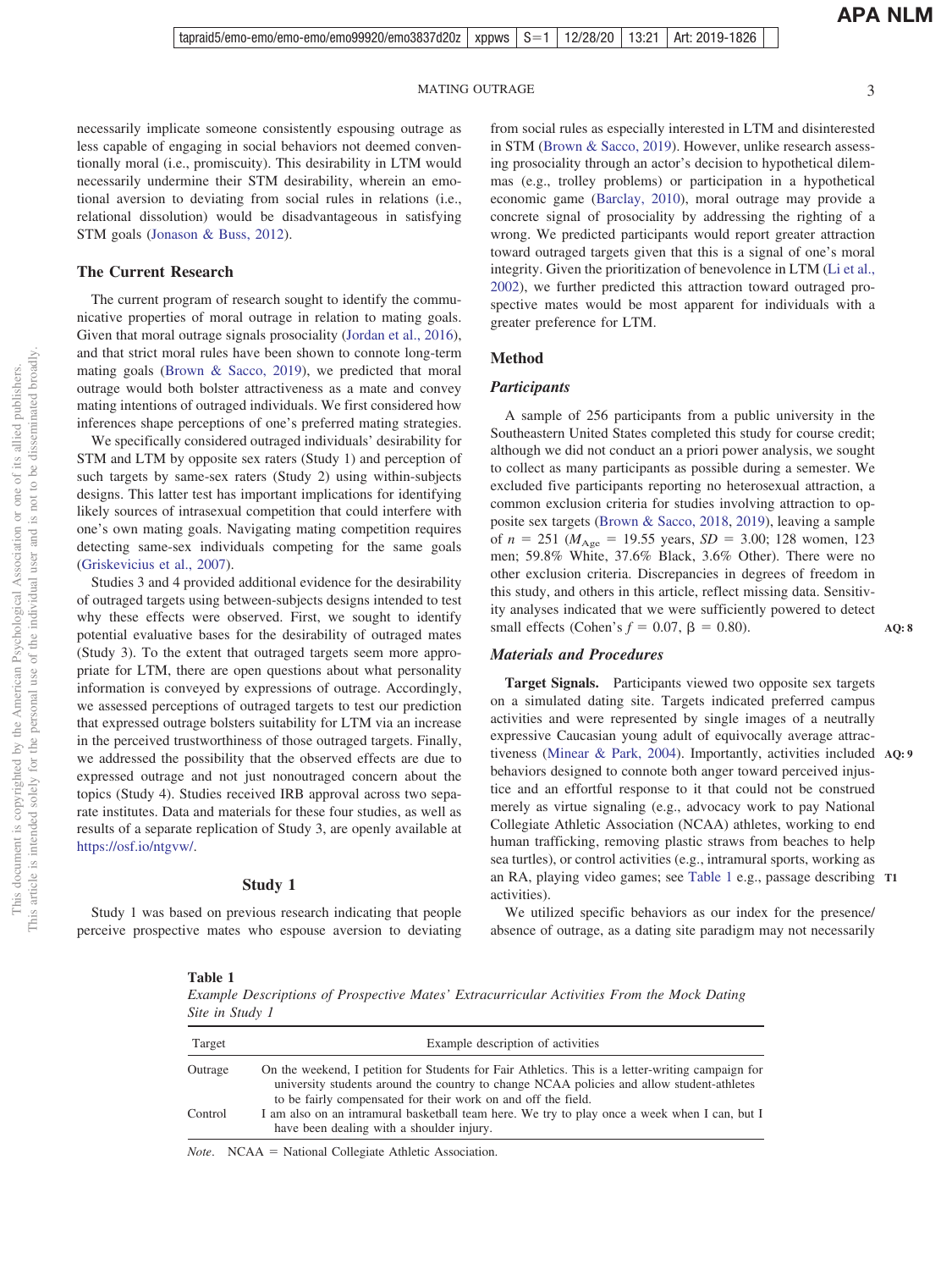necessarily implicate someone consistently espousing outrage as less capable of engaging in social behaviors not deemed conventionally moral (i.e., promiscuity). This desirability in LTM would necessarily undermine their STM desirability, wherein an emotional aversion to deviating from social rules in relations (i.e., relational dissolution) would be disadvantageous in satisfying STM goals (Jonason & Buss, 2012).

## The Current Research

The current program of research sought to identify the communicative properties of moral outrage in relation to mating goals. Given that moral outrage signals prosociality (Jordan et al., 2016), and that strict moral rules have been shown to connote long-term mating goals (Brown & Sacco, 2019), we predicted that moral outrage would both bolster attractiveness as a mate and convey mating intentions of outraged individuals. We first considered how inferences shape perceptions of one's preferred mating strategies.

We specifically considered outraged individuals' desirability for STM and LTM by opposite sex raters (Study 1) and perception of such targets by same-sex raters (Study 2) using within-subjects designs. This latter test has important implications for identifying likely sources of intrasexual competition that could interfere with one's own mating goals. Navigating mating competition requires detecting same-sex individuals competing for the same goals (Griskevicius et al., 2007).

Studies 3 and 4 provided additional evidence for the desirability of outraged targets using between-subjects designs intended to test why these effects were observed. First, we sought to identify potential evaluative bases for the desirability of outraged mates (Study 3). To the extent that outraged targets seem more appropriate for LTM, there are open questions about what personality information is conveyed by expressions of outrage. Accordingly, we assessed perceptions of outraged targets to test our prediction that expressed outrage bolsters suitability for LTM via an increase in the perceived trustworthiness of those outraged targets. Finally, we addressed the possibility that the observed effects are due to expressed outrage and not just nonoutraged concern about the topics (Study 4). Studies received IRB approval across two separate institutes. Data and materials for these four studies, as well as results of a separate replication of Study 3, are openly available at https://osf.io/ntgvw/.

## Study 1

Study 1 was based on previous research indicating that people perceive prospective mates who espouse aversion to deviating from social rules as especially interested in LTM and disinterested in STM (Brown & Sacco, 2019). However, unlike research assessing prosociality through an actor's decision to hypothetical dilemmas (e.g., trolley problems) or participation in a hypothetical economic game (Barclay, 2010), moral outrage may provide a concrete signal of prosociality by addressing the righting of a wrong. We predicted participants would report greater attraction toward outraged targets given that this is a signal of one's moral integrity. Given the prioritization of benevolence in LTM (Li et al., 2002), we further predicted this attraction toward outraged prospective mates would be most apparent for individuals with a greater preference for LTM.

### Method

#### Participants

A sample of 256 participants from a public university in the Southeastern United States completed this study for course credit; although we did not conduct an a priori power analysis, we sought to collect as many participants as possible during a semester. We excluded five participants reporting no heterosexual attraction, a common exclusion criteria for studies involving attraction to opposite sex targets (Brown & Sacco, 2018, 2019), leaving a sample of $n$ = 251 ($M_{\text{Age}}$ = 19.55 years, $SD$ = 3.00; 128 women, 123 men; 59.8% White, 37.6% Black, 3.6% Other). There were no other exclusion criteria. Discrepancies in degrees of freedom in this study, and others in this article, reflect missing data. Sensitivity analyses indicated that we were sufficiently powered to detect small effects (Cohen's $f$ = 0.07, $\beta$ = 0.80).

#### Materials and Procedures

**Target Signals.** Participants viewed two opposite sex targets on a simulated dating site. Targets indicated preferred campus activities and were represented by single images of a neutrally expressive Caucasian young adult of equivocally average attractiveness (Minear & Park, 2004). Importantly, activities included behaviors designed to connote both anger toward perceived injustice and an effortful response to it that could not be construed merely as virtue signaling (e.g., advocacy work to pay National Collegiate Athletic Association (NCAA) athletes, working to end human trafficking, removing plastic straws from beaches to help sea turtles), or control activities (e.g., intramural sports, working as an RA, playing video games; see Table 1 e.g., passage describing activities).

We utilized specific behaviors as our index for the presence/absence of outrage, as a dating site paradigm may not necessarily

**Table 1**
*Example Descriptions of Prospective Mates' Extracurricular Activities From the Mock Dating Site in Study 1*

| Target | Example description of activities |
|---|---|
| Outrage | On the weekend, I petition for Students for Fair Athletics. This is a letter-writing campaign for university students around the country to change NCAA policies and allow student-athletes to be fairly compensated for their work on and off the field. |
| Control | I am also on an intramural basketball team here. We try to play once a week when I can, but I have been dealing with a shoulder injury. |

*Note.* NCAA = National Collegiate Athletic Association.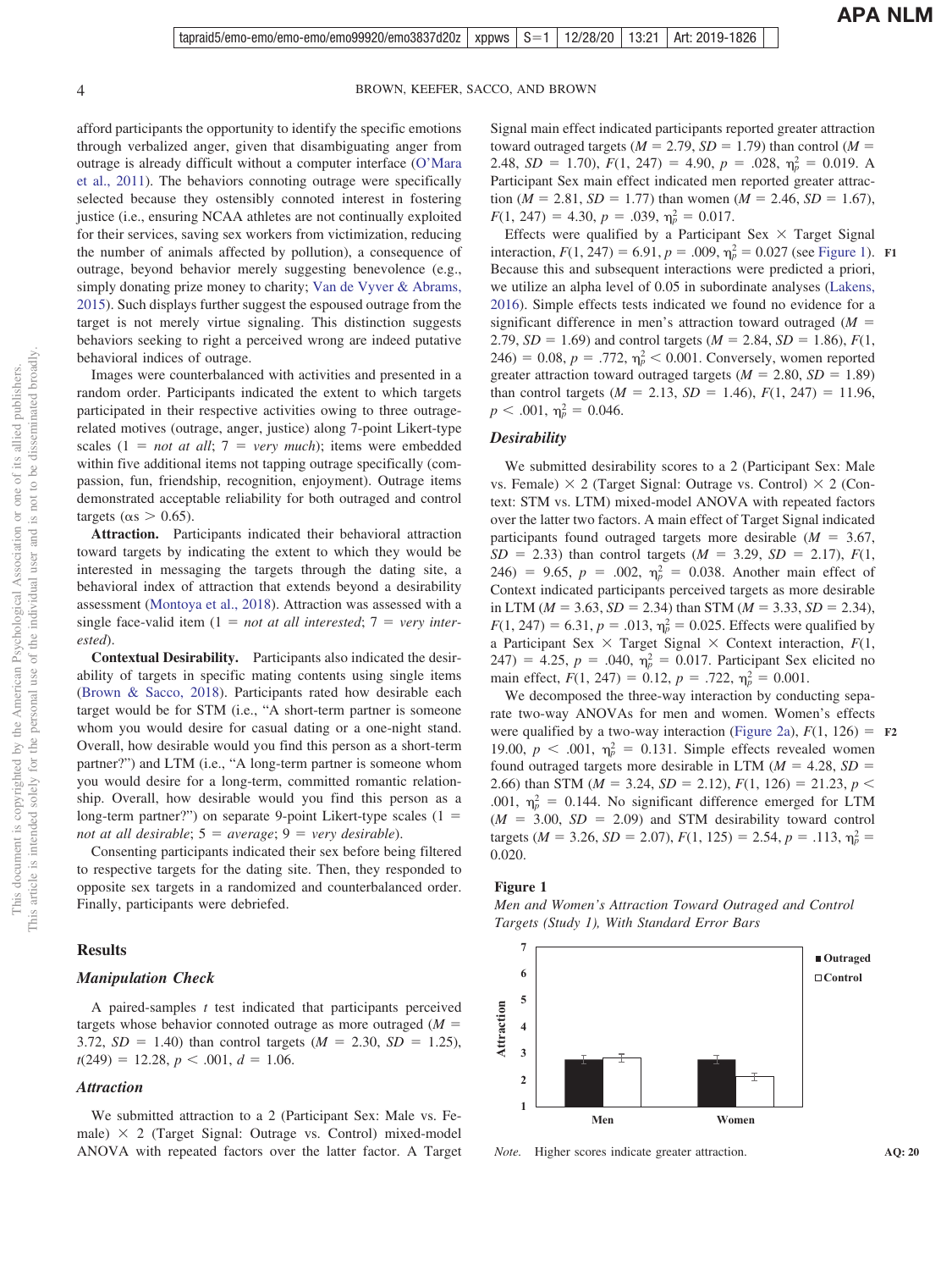afford participants the opportunity to identify the specific emotions through verbalized anger, given that disambiguating anger from outrage is already difficult without a computer interface (O'Mara et al., 2011). The behaviors connoting outrage were specifically selected because they ostensibly connoted interest in fostering justice (i.e., ensuring NCAA athletes are not continually exploited for their services, saving sex workers from victimization, reducing the number of animals affected by pollution), a consequence of outrage, beyond behavior merely suggesting benevolence (e.g., simply donating prize money to charity; Van de Vyver & Abrams, 2015). Such displays further suggest the espoused outrage from the target is not merely virtue signaling. This distinction suggests behaviors seeking to right a perceived wrong are indeed putative behavioral indices of outrage.

Images were counterbalanced with activities and presented in a random order. Participants indicated the extent to which targets participated in their respective activities owing to three outrage-related motives (outrage, anger, justice) along 7-point Likert-type scales (1 = *not at all*; 7 = *very much*); items were embedded within five additional items not tapping outrage specifically (compassion, fun, friendship, recognition, enjoyment). Outrage items demonstrated acceptable reliability for both outraged and control targets ($\alpha s > 0.65$).

**Attraction.** Participants indicated their behavioral attraction toward targets by indicating the extent to which they would be interested in messaging the targets through the dating site, a behavioral index of attraction that extends beyond a desirability assessment (Montoya et al., 2018). Attraction was assessed with a single face-valid item (1 = *not at all interested*; 7 = *very interested*).

**Contextual Desirability.** Participants also indicated the desirability of targets in specific mating contents using single items (Brown & Sacco, 2018). Participants rated how desirable each target would be for STM (i.e., "A short-term partner is someone whom you would desire for casual dating or a one-night stand. Overall, how desirable would you find this person as a short-term partner?") and LTM (i.e., "A long-term partner is someone whom you would desire for a long-term, committed romantic relationship. Overall, how desirable would you find this person as a long-term partner?") on separate 9-point Likert-type scales (1 = *not at all desirable*; 5 = *average*; 9 = *very desirable*).

Consenting participants indicated their sex before being filtered to respective targets for the dating site. Then, they responded to opposite sex targets in a randomized and counterbalanced order. Finally, participants were debriefed.

## Results

### Manipulation Check

A paired-samples $t$ test indicated that participants perceived targets whose behavior connoted outrage as more outraged ($M$ = 3.72, $SD$ = 1.40) than control targets ($M$ = 2.30, $SD$ = 1.25), $t(249) = 12.28$, $p < .001$, $d = 1.06$.

### Attraction

We submitted attraction to a 2 (Participant Sex: Male vs. Female) × 2 (Target Signal: Outrage vs. Control) mixed-model ANOVA with repeated factors over the latter factor. A Target Signal main effect indicated participants reported greater attraction toward outraged targets ($M$ = 2.79, $SD$ = 1.79) than control ($M$ = 2.48, $SD$ = 1.70), $F(1, 247) = 4.90$, $p = .028$, $\eta_p^2 = 0.019$. A Participant Sex main effect indicated men reported greater attraction ($M$ = 2.81, $SD$ = 1.77) than women ($M$ = 2.46, $SD$ = 1.67), $F(1, 247) = 4.30$, $p = .039$, $\eta_p^2 = 0.017$.

Effects were qualified by a Participant Sex × Target Signal interaction, $F(1, 247) = 6.91$, $p = .009$, $\eta_p^2 = 0.027$ (see Figure 1). Because this and subsequent interactions were predicted a priori, we utilize an alpha level of 0.05 in subordinate analyses (Lakens, 2016). Simple effects tests indicated we found no evidence for a significant difference in men's attraction toward outraged ($M$ = 2.79, $SD$ = 1.69) and control targets ($M$ = 2.84, $SD$ = 1.86), $F(1, 246) = 0.08$, $p = .772$, $\eta_p^2 < 0.001$. Conversely, women reported greater attraction toward outraged targets ($M$ = 2.80, $SD$ = 1.89) than control targets ($M$ = 2.13, $SD$ = 1.46), $F(1, 247) = 11.96$, $p < .001$, $\eta_p^2 = 0.046$.

### Desirability

We submitted desirability scores to a 2 (Participant Sex: Male vs. Female) × 2 (Target Signal: Outrage vs. Control) × 2 (Context: STM vs. LTM) mixed-model ANOVA with repeated factors over the latter two factors. A main effect of Target Signal indicated participants found outraged targets more desirable ($M$ = 3.67, $SD$ = 2.33) than control targets ($M$ = 3.29, $SD$ = 2.17), $F(1, 246) = 9.65$, $p = .002$, $\eta_p^2 = 0.038$. Another main effect of Context indicated participants perceived targets as more desirable in LTM ($M$ = 3.63, $SD$ = 2.34) than STM ($M$ = 3.33, $SD$ = 2.34), $F(1, 247) = 6.31$, $p = .013$, $\eta_p^2 = 0.025$. Effects were qualified by a Participant Sex × Target Signal × Context interaction, $F(1, 247) = 4.25$, $p = .040$, $\eta_p^2 = 0.017$. Participant Sex elicited no main effect, $F(1, 247) = 0.12$, $p = .722$, $\eta_p^2 = 0.001$.

We decomposed the three-way interaction by conducting separate two-way ANOVAs for men and women. Women's effects were qualified by a two-way interaction (Figure 2a), $F(1, 126) = 19.00$, $p < .001$, $\eta_p^2 = 0.131$. Simple effects revealed women found outraged targets more desirable in LTM ($M$ = 4.28, $SD$ = 2.66) than STM ($M$ = 3.24, $SD$ = 2.12), $F(1, 126) = 21.23$, $p < .001$, $\eta_p^2 = 0.144$. No significant difference emerged for LTM ($M$ = 3.00, $SD$ = 2.09) and STM desirability toward control targets ($M$ = 3.26, $SD$ = 2.07), $F(1, 125) = 2.54$, $p = .113$, $\eta_p^2 = 0.020$.

**Figure 1**

*Men and Women's Attraction Toward Outraged and Control Targets (Study 1), With Standard Error Bars*

*Note.* Higher scores indicate greater attraction.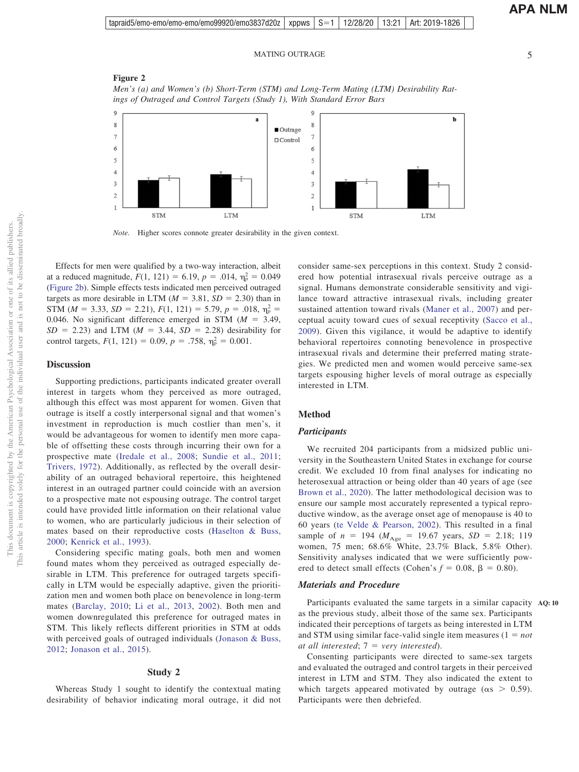**Figure 2**

*Men's (a) and Women's (b) Short-Term (STM) and Long-Term Mating (LTM) Desirability Ratings of Outraged and Control Targets (Study 1), With Standard Error Bars*

*Note.* Higher scores connote greater desirability in the given context.

Effects for men were qualified by a two-way interaction, albeit at a reduced magnitude, $F(1, 121) = 6.19$, $p = .014$, $\eta_p^2 = 0.049$ (Figure 2b). Simple effects tests indicated men perceived outraged targets as more desirable in LTM ($M = 3.81$, $SD = 2.30$) than in STM ($M = 3.33$, $SD = 2.21$), $F(1, 121) = 5.79$, $p = .018$, $\eta_p^2 = 0.046$. No significant difference emerged in STM ($M = 3.49$, $SD = 2.23$) and LTM ($M = 3.44$, $SD = 2.28$) desirability for control targets, $F(1, 121) = 0.09$, $p = .758$, $\eta_p^2 = 0.001$.

## Discussion

Supporting predictions, participants indicated greater overall interest in targets whom they perceived as more outraged, although this effect was most apparent for women. Given that outrage is itself a costly interpersonal signal and that women's investment in reproduction is much costlier than men's, it would be advantageous for women to identify men more capable of offsetting these costs through incurring their own for a prospective mate (Iredale et al., 2008; Sundie et al., 2011; Trivers, 1972). Additionally, as reflected by the overall desirability of an outraged behavioral repertoire, this heightened interest in an outraged partner could coincide with an aversion to a prospective mate not espousing outrage. The control target could have provided little information on their relational value to women, who are particularly judicious in their selection of mates based on their reproductive costs (Haselton & Buss, 2000; Kenrick et al., 1993).

Considering specific mating goals, both men and women found mates whom they perceived as outraged especially desirable in LTM. This preference for outraged targets specifically in LTM would be especially adaptive, given the prioritization men and women both place on benevolence in long-term mates (Barclay, 2010; Li et al., 2013, 2002). Both men and women downregulated this preference for outraged mates in STM. This likely reflects different priorities in STM at odds with perceived goals of outraged individuals (Jonason & Buss, 2012; Jonason et al., 2015).

# Study 2

Whereas Study 1 sought to identify the contextual mating desirability of behavior indicating moral outrage, it did not consider same-sex perceptions in this context. Study 2 considered how potential intrasexual rivals perceive outrage as a signal. Humans demonstrate considerable sensitivity and vigilance toward attractive intrasexual rivals, including greater sustained attention toward rivals (Maner et al., 2007) and perceptual acuity toward cues of sexual receptivity (Sacco et al., 2009). Given this vigilance, it would be adaptive to identify behavioral repertoires connoting benevolence in prospective intrasexual rivals and determine their preferred mating strategies. We predicted men and women would perceive same-sex targets espousing higher levels of moral outrage as especially interested in LTM.

## Method

### Participants

We recruited 204 participants from a midsized public university in the Southeastern United States in exchange for course credit. We excluded 10 from final analyses for indicating no heterosexual attraction or being older than 40 years of age (see Brown et al., 2020). The latter methodological decision was to ensure our sample most accurately represented a typical reproductive window, as the average onset age of menopause is 40 to 60 years (te Velde & Pearson, 2002). This resulted in a final sample of $n = 194$ ($M_{Age} = 19.67$ years, $SD = 2.18$; 119 women, 75 men; 68.6% White, 23.7% Black, 5.8% Other). Sensitivity analyses indicated that we were sufficiently powered to detect small effects (Cohen's $f = 0.08$, $\beta = 0.80$).

### Materials and Procedure

Participants evaluated the same targets in a similar capacity as the previous study, albeit those of the same sex. Participants indicated their perceptions of targets as being interested in LTM and STM using similar face-valid single item measures (1 = *not at all interested*; 7 = *very interested*).

Consenting participants were directed to same-sex targets and evaluated the outraged and control targets in their perceived interest in LTM and STM. They also indicated the extent to which targets appeared motivated by outrage ($\alpha s > 0.59$). Participants were then debriefed.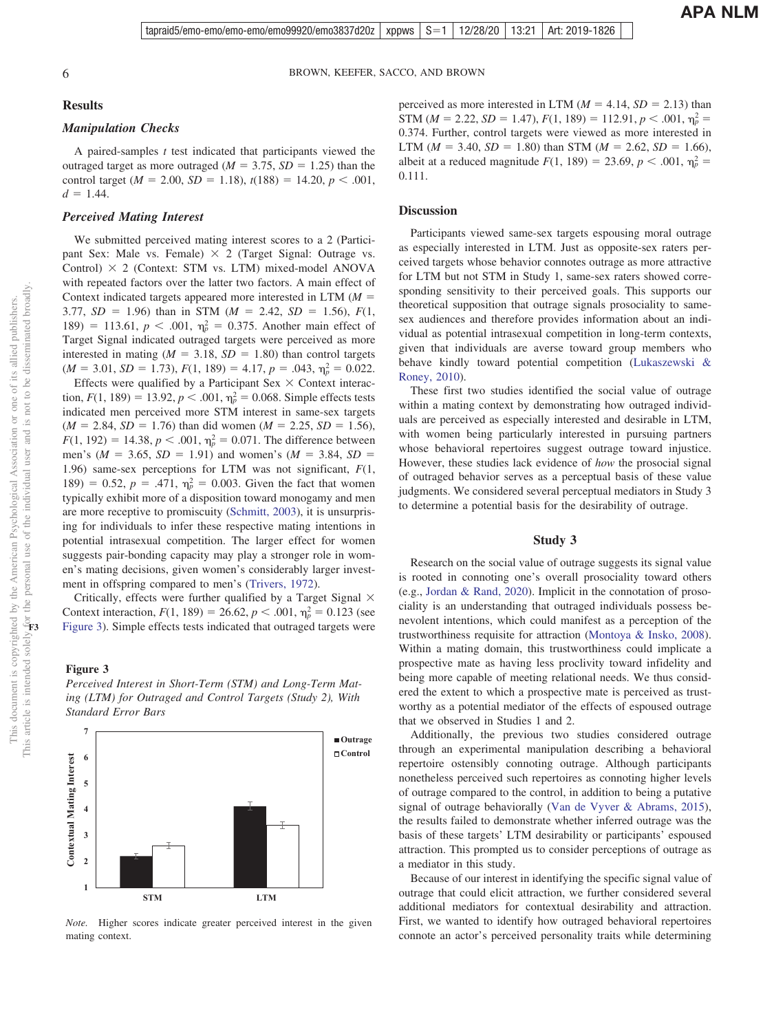## Results

### Manipulation Checks

A paired-samples $t$ test indicated that participants viewed the outraged target as more outraged ($M$ = 3.75, $SD$ = 1.25) than the control target ($M$ = 2.00, $SD$ = 1.18), $t(188)$ = 14.20, $p < .001$, $d$ = 1.44.

### Perceived Mating Interest

We submitted perceived mating interest scores to a 2 (Participant Sex: Male vs. Female) × 2 (Target Signal: Outrage vs. Control) × 2 (Context: STM vs. LTM) mixed-model ANOVA with repeated factors over the latter two factors. A main effect of Context indicated targets appeared more interested in LTM ($M$ = 3.77, $SD$ = 1.96) than in STM ($M$ = 2.42, $SD$ = 1.56), $F(1, 189)$ = 113.61, $p < .001$, $\eta_p^2$ = 0.375. Another main effect of Target Signal indicated outraged targets were perceived as more interested in mating ($M$ = 3.18, $SD$ = 1.80) than control targets ($M$ = 3.01, $SD$ = 1.73), $F(1, 189)$ = 4.17, $p$ = .043, $\eta_p^2$ = 0.022.

Effects were qualified by a Participant Sex × Context interaction, $F(1, 189)$ = 13.92, $p < .001$, $\eta_p^2$ = 0.068. Simple effects tests indicated men perceived more STM interest in same-sex targets ($M$ = 2.84, $SD$ = 1.76) than did women ($M$ = 2.25, $SD$ = 1.56), $F(1, 192)$ = 14.38, $p < .001$, $\eta_p^2$ = 0.071. The difference between men's ($M$ = 3.65, $SD$ = 1.91) and women's ($M$ = 3.84, $SD$ = 1.96) same-sex perceptions for LTM was not significant, $F(1, 189)$ = 0.52, $p$ = .471, $\eta_p^2$ = 0.003. Given the fact that women typically exhibit more of a disposition toward monogamy and men are more receptive to promiscuity (Schmitt, 2003), it is unsurprising for individuals to infer these respective mating intentions in potential intrasexual competition. The larger effect for women suggests pair-bonding capacity may play a stronger role in women's mating decisions, given women's considerably larger investment in offspring compared to men's (Trivers, 1972).

Critically, effects were further qualified by a Target Signal × Context interaction, $F(1, 189)$ = 26.62, $p < .001$, $\eta_p^2$ = 0.123 (see Figure 3). Simple effects tests indicated that outraged targets were perceived as more interested in LTM ($M$ = 4.14, $SD$ = 2.13) than STM ($M$ = 2.22, $SD$ = 1.47), $F(1, 189)$ = 112.91, $p < .001$, $\eta_p^2$ = 0.374. Further, control targets were viewed as more interested in LTM ($M$ = 3.40, $SD$ = 1.80) than STM ($M$ = 2.62, $SD$ = 1.66), albeit at a reduced magnitude $F(1, 189)$ = 23.69, $p < .001$, $\eta_p^2$ = 0.111.

**Figure 3**

*Perceived Interest in Short-Term (STM) and Long-Term Mating (LTM) for Outraged and Control Targets (Study 2), With Standard Error Bars*

*Note.* Higher scores indicate greater perceived interest in the given mating context.

## Discussion

Participants viewed same-sex targets espousing moral outrage as especially interested in LTM. Just as opposite-sex raters perceived targets whose behavior connotes outrage as more attractive for LTM but not STM in Study 1, same-sex raters showed corresponding sensitivity to their perceived goals. This supports our theoretical supposition that outrage signals prosociality to same-sex audiences and therefore provides information about an individual as potential intrasexual competition in long-term contexts, given that individuals are averse toward group members who behave kindly toward potential competition (Lukaszewski & Roney, 2010).

These first two studies identified the social value of outrage within a mating context by demonstrating how outraged individuals are perceived as especially interested and desirable in LTM, with women being particularly interested in pursuing partners whose behavioral repertoires suggest outrage toward injustice. However, these studies lack evidence of *how* the prosocial signal of outraged behavior serves as a perceptual basis of these value judgments. We considered several perceptual mediators in Study 3 to determine a potential basis for the desirability of outrage.

# Study 3

Research on the social value of outrage suggests its signal value is rooted in connoting one's overall prosociality toward others (e.g., Jordan & Rand, 2020). Implicit in the connotation of prosociality is an understanding that outraged individuals possess benevolent intentions, which could manifest as a perception of the trustworthiness requisite for attraction (Montoya & Insko, 2008). Within a mating domain, this trustworthiness could implicate a prospective mate as having less proclivity toward infidelity and being more capable of meeting relational needs. We thus considered the extent to which a prospective mate is perceived as trustworthy as a potential mediator of the effects of espoused outrage that we observed in Studies 1 and 2.

Additionally, the previous two studies considered outrage through an experimental manipulation describing a behavioral repertoire ostensibly connoting outrage. Although participants nonetheless perceived such repertoires as connoting higher levels of outrage compared to the control, in addition to being a putative signal of outrage behaviorally (Van de Vyver & Abrams, 2015), the results failed to demonstrate whether inferred outrage was the basis of these targets' LTM desirability or participants' espoused attraction. This prompted us to consider perceptions of outrage as a mediator in this study.

Because of our interest in identifying the specific signal value of outrage that could elicit attraction, we further considered several additional mediators for contextual desirability and attraction. First, we wanted to identify how outraged behavioral repertoires connote an actor's perceived personality traits while determining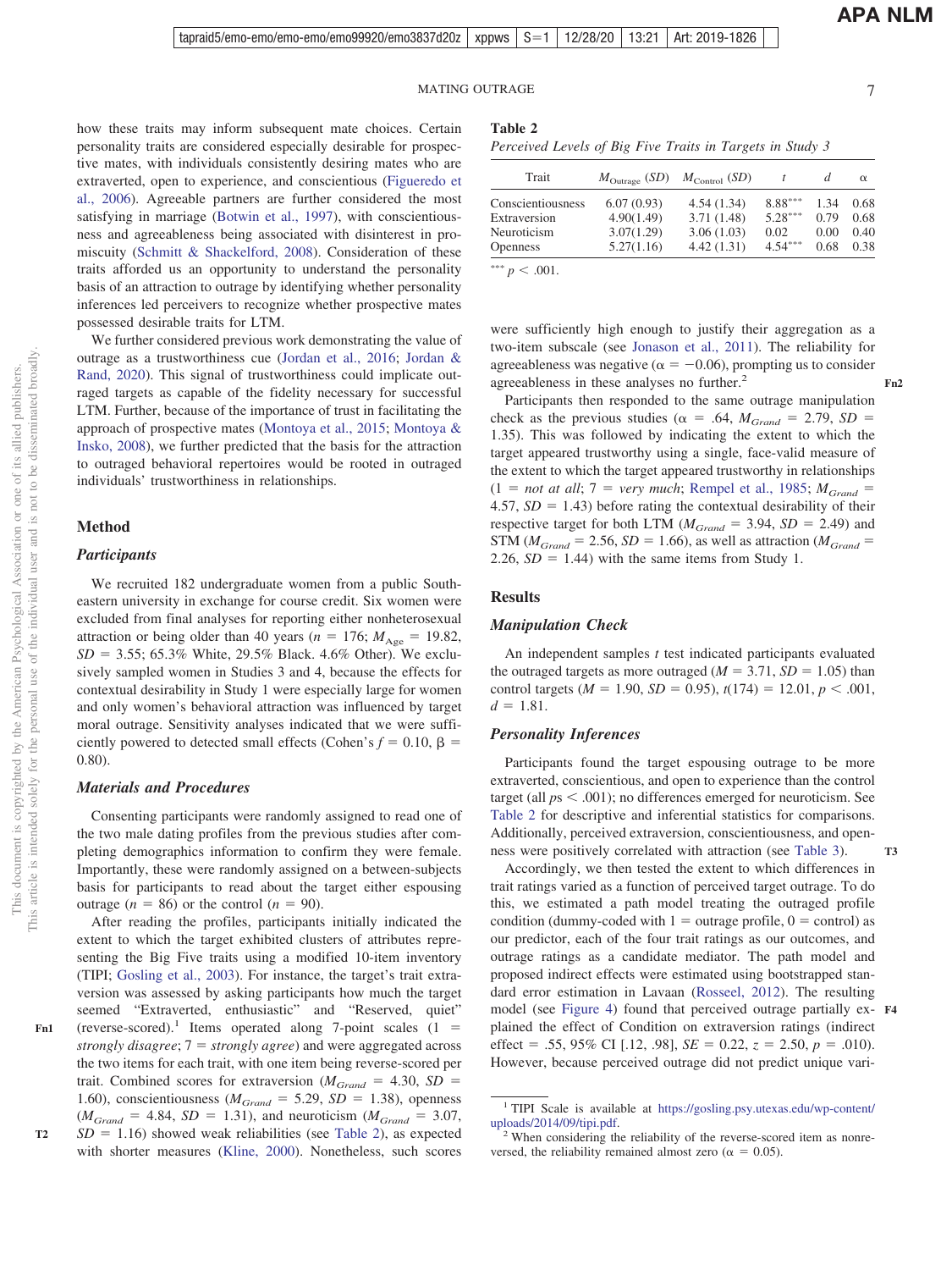how these traits may inform subsequent mate choices. Certain personality traits are considered especially desirable for prospective mates, with individuals consistently desiring mates who are extraverted, open to experience, and conscientious (Figueredo et al., 2006). Agreeable partners are further considered the most satisfying in marriage (Botwin et al., 1997), with conscientiousness and agreeableness being associated with disinterest in promiscuity (Schmitt & Shackelford, 2008). Consideration of these traits afforded us an opportunity to understand the personality basis of an attraction to outrage by identifying whether personality inferences led perceivers to recognize whether prospective mates possessed desirable traits for LTM.

We further considered previous work demonstrating the value of outrage as a trustworthiness cue (Jordan et al., 2016; Jordan & Rand, 2020). This signal of trustworthiness could implicate outraged targets as capable of the fidelity necessary for successful LTM. Further, because of the importance of trust in facilitating the approach of prospective mates (Montoya et al., 2015; Montoya & Insko, 2008), we further predicted that the basis for the attraction to outraged behavioral repertoires would be rooted in outraged individuals' trustworthiness in relationships.

## Method

### Participants

We recruited 182 undergraduate women from a public Southeastern university in exchange for course credit. Six women were excluded from final analyses for reporting either nonheterosexual attraction or being older than 40 years ($n = 176$; $M_{Age} = 19.82$, $SD = 3.55$; 65.3% White, 29.5% Black. 4.6% Other). We exclusively sampled women in Studies 3 and 4, because the effects for contextual desirability in Study 1 were especially large for women and only women's behavioral attraction was influenced by target moral outrage. Sensitivity analyses indicated that we were sufficiently powered to detected small effects (Cohen's $f = 0.10$, $\beta = 0.80$).

### Materials and Procedures

Consenting participants were randomly assigned to read one of the two male dating profiles from the previous studies after completing demographics information to confirm they were female. Importantly, these were randomly assigned on a between-subjects basis for participants to read about the target either espousing outrage ($n = 86$) or the control ($n = 90$).

After reading the profiles, participants initially indicated the extent to which the target exhibited clusters of attributes representing the Big Five traits using a modified 10-item inventory (TIPI; Gosling et al., 2003). For instance, the target's trait extraversion was assessed by asking participants how much the target seemed "Extraverted, enthusiastic" and "Reserved, quiet" (reverse-scored).[1] Items operated along 7-point scales (1 = *strongly disagree*; 7 = *strongly agree*) and were aggregated across the two items for each trait, with one item being reverse-scored per trait. Combined scores for extraversion ($M_{Grand} = 4.30$, $SD = 1.60$), conscientiousness ($M_{Grand} = 5.29$, $SD = 1.38$), openness ($M_{Grand} = 4.84$, $SD = 1.31$), and neuroticism ($M_{Grand} = 3.07$, $SD = 1.16$) showed weak reliabilities (see Table 2), as expected with shorter measures (Kline, 2000). Nonetheless, such scores were sufficiently high enough to justify their aggregation as a two-item subscale (see Jonason et al., 2011). The reliability for agreeableness was negative ($\alpha = -0.06$), prompting us to consider agreeableness in these analyses no further.[2]

**Table 2**
*Perceived Levels of Big Five Traits in Targets in Study 3*

| Trait | $M_{Outrage}$ (*SD*) | $M_{Control}$ (*SD*) | *t* | *d* | α |
|---|---|---|---|---|---|
| Conscientiousness | 6.07 (0.93) | 4.54 (1.34) | 8.88*** | 1.34 | 0.68 |
| Extraversion | 4.90(1.49) | 3.71 (1.48) | 5.28*** | 0.79 | 0.68 |
| Neuroticism | 3.07(1.29) | 3.06 (1.03) | 0.02 | 0.00 | 0.40 |
| Openness | 5.27(1.16) | 4.42 (1.31) | 4.54*** | 0.68 | 0.38 |

*** $p < .001$.

Participants then responded to the same outrage manipulation check as the previous studies ($\alpha = .64$, $M_{Grand} = 2.79$, $SD = 1.35$). This was followed by indicating the extent to which the target appeared trustworthy using a single, face-valid measure of the extent to which the target appeared trustworthy in relationships (1 = *not at all*; 7 = *very much*; Rempel et al., 1985; $M_{Grand} = 4.57$, $SD = 1.43$) before rating the contextual desirability of their respective target for both LTM ($M_{Grand} = 3.94$, $SD = 2.49$) and STM ($M_{Grand} = 2.56$, $SD = 1.66$), as well as attraction ($M_{Grand} = 2.26$, $SD = 1.44$) with the same items from Study 1.

## Results

### Manipulation Check

An independent samples *t* test indicated participants evaluated the outraged targets as more outraged ($M = 3.71$, $SD = 1.05$) than control targets ($M = 1.90$, $SD = 0.95$), $t(174) = 12.01$, $p < .001$, $d = 1.81$.

### Personality Inferences

Participants found the target espousing outrage to be more extraverted, conscientious, and open to experience than the control target (all $ps < .001$); no differences emerged for neuroticism. See Table 2 for descriptive and inferential statistics for comparisons. Additionally, perceived extraversion, conscientiousness, and openness were positively correlated with attraction (see Table 3).

Accordingly, we then tested the extent to which differences in trait ratings varied as a function of perceived target outrage. To do this, we estimated a path model treating the outraged profile condition (dummy-coded with 1 = outrage profile, 0 = control) as our predictor, each of the four trait ratings as our outcomes, and outrage ratings as a candidate mediator. The path model and proposed indirect effects were estimated using bootstrapped standard error estimation in Lavaan (Rosseel, 2012). The resulting model (see Figure 4) found that perceived outrage partially explained the effect of Condition on extraversion ratings (indirect effect = .55, 95% CI [.12, .98], $SE = 0.22$, $z = 2.50$, $p = .010$). However, because perceived outrage did not predict unique vari-

---

[1] TIPI Scale is available at https://gosling.psy.utexas.edu/wp-content/uploads/2014/09/tipi.pdf.

[2] When considering the reliability of the reverse-scored item as nonreversed, the reliability remained almost zero ($\alpha = 0.05$).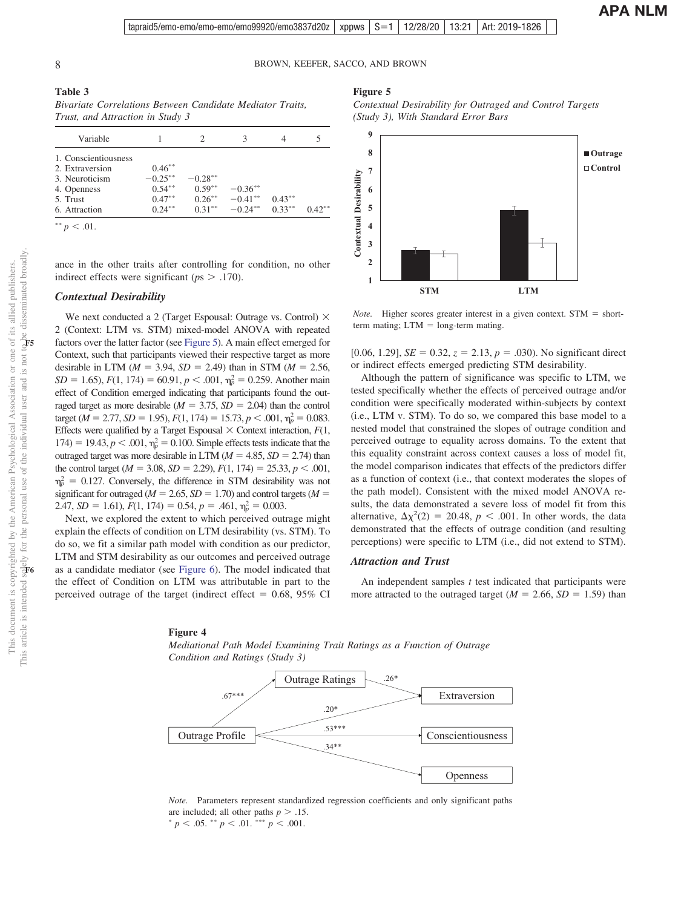**Table 3**
*Bivariate Correlations Between Candidate Mediator Traits, Trust, and Attraction in Study 3*

| Variable | 1 | 2 | 3 | 4 | 5 |
|---|---|---|---|---|---|
| 1. Conscientiousness | | | | | |
| 2. Extraversion | 0.46** | | | | |
| 3. Neuroticism | −0.25** | −0.28** | | | |
| 4. Openness | 0.54** | 0.59** | −0.36** | | |
| 5. Trust | 0.47** | 0.26** | −0.41** | 0.43** | |
| 6. Attraction | 0.24** | 0.31** | −0.24** | 0.33** | 0.42** |

** $p < .01$.

ance in the other traits after controlling for condition, no other indirect effects were significant ($ps > .170$).

### Contextual Desirability

We next conducted a 2 (Target Espousal: Outrage vs. Control) × 2 (Context: LTM vs. STM) mixed-model ANOVA with repeated factors over the latter factor (see Figure 5). A main effect emerged for Context, such that participants viewed their respective target as more desirable in LTM ($M = 3.94$, $SD = 2.49$) than in STM ($M = 2.56$, $SD = 1.65$), $F(1, 174) = 60.91$, $p < .001$, $\eta_p^2 = 0.259$. Another main effect of Condition emerged indicating that participants found the outraged target as more desirable ($M = 3.75$, $SD = 2.04$) than the control target ($M = 2.77$, $SD = 1.95$), $F(1, 174) = 15.73$, $p < .001$, $\eta_p^2 = 0.083$. Effects were qualified by a Target Espousal × Context interaction, $F(1, 174) = 19.43$, $p < .001$, $\eta_p^2 = 0.100$. Simple effects tests indicate that the outraged target was more desirable in LTM ($M = 4.85$, $SD = 2.74$) than the control target ($M = 3.08$, $SD = 2.29$), $F(1, 174) = 25.33$, $p < .001$, $\eta_p^2 = 0.127$. Conversely, the difference in STM desirability was not significant for outraged ($M = 2.65$, $SD = 1.70$) and control targets ($M = 2.47$, $SD = 1.61$), $F(1, 174) = 0.54$, $p = .461$, $\eta_p^2 = 0.003$.

Next, we explored the extent to which perceived outrage might explain the effects of condition on LTM desirability (vs. STM). To do so, we fit a similar path model with condition as our predictor, LTM and STM desirability as our outcomes and perceived outrage as a candidate mediator (see Figure 6). The model indicated that the effect of Condition on LTM was attributable in part to the perceived outrage of the target (indirect effect = 0.68, 95% CI [0.06, 1.29], $SE = 0.32$, $z = 2.13$, $p = .030$). No significant direct or indirect effects emerged predicting STM desirability.

Although the pattern of significance was specific to LTM, we tested specifically whether the effects of perceived outrage and/or condition were specifically moderated within-subjects by context (i.e., LTM v. STM). To do so, we compared this base model to a nested model that constrained the slopes of outrage condition and perceived outrage to equality across domains. To the extent that this equality constraint across context causes a loss of model fit, the model comparison indicates that effects of the predictors differ as a function of context (i.e., that context moderates the slopes of the path model). Consistent with the mixed model ANOVA results, the data demonstrated a severe loss of model fit from this alternative, $\Delta\chi^2(2) = 20.48$, $p < .001$. In other words, the data demonstrated that the effects of outrage condition (and resulting perceptions) were specific to LTM (i.e., did not extend to STM).

### Attraction and Trust

An independent samples $t$ test indicated that participants were more attracted to the outraged target ($M = 2.66$, $SD = 1.59$) than

**Figure 5**
*Contextual Desirability for Outraged and Control Targets (Study 3), With Standard Error Bars*

*Note.* Higher scores greater interest in a given context. STM = short-term mating; LTM = long-term mating.

**Figure 4**
*Mediational Path Model Examining Trait Ratings as a Function of Outrage Condition and Ratings (Study 3)*

*Note.* Parameters represent standardized regression coefficients and only significant paths are included; all other paths $p > .15$.
* $p < .05$. ** $p < .01$. *** $p < .001$.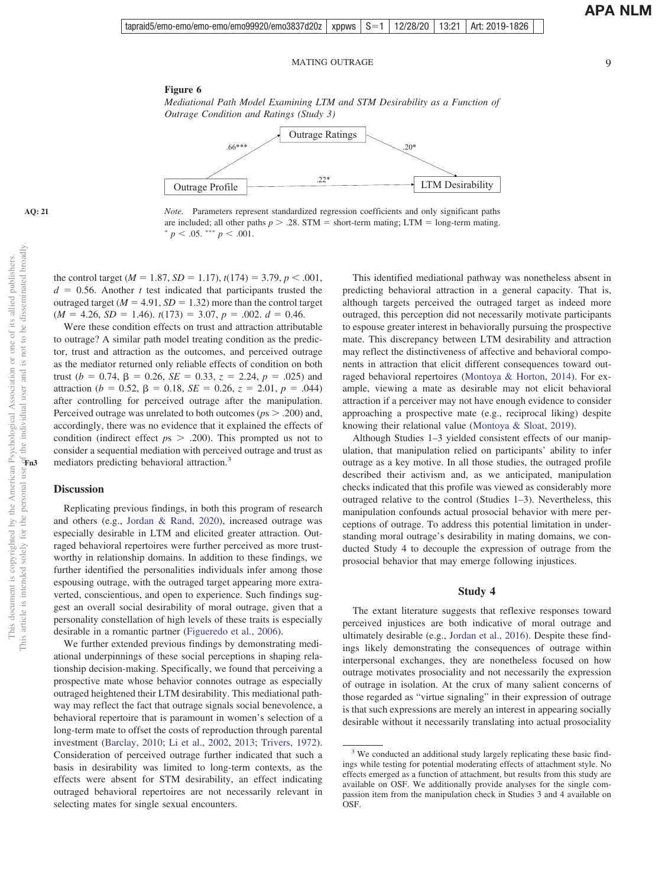**Figure 6**

*Mediational Path Model Examining LTM and STM Desirability as a Function of Outrage Condition and Ratings (Study 3)*

Outrage Profile → Outrage Ratings: .66***

Outrage Ratings → LTM Desirability: .20*

Outrage Profile → LTM Desirability: .22*

*Note.* Parameters represent standardized regression coefficients and only significant paths are included; all other paths $p > .28$. STM = short-term mating; LTM = long-term mating. * $p < .05$. *** $p < .001$.

the control target ($M = 1.87$, $SD = 1.17$), $t(174) = 3.79$, $p < .001$, $d = 0.56$. Another $t$ test indicated that participants trusted the outraged target ($M = 4.91$, $SD = 1.32$) more than the control target ($M = 4.26$, $SD = 1.46$). $t(173) = 3.07$, $p = .002$. $d = 0.46$.

Were these condition effects on trust and attraction attributable to outrage? A similar path model treating condition as the predictor, trust and attraction as the outcomes, and perceived outrage as the mediator returned only reliable effects of condition on both trust ($b = 0.74$, $\beta = 0.26$, $SE = 0.33$, $z = 2.24$, $p = .025$) and attraction ($b = 0.52$, $\beta = 0.18$, $SE = 0.26$, $z = 2.01$, $p = .044$) after controlling for perceived outrage after the manipulation. Perceived outrage was unrelated to both outcomes ($ps > .200$) and, accordingly, there was no evidence that it explained the effects of condition (indirect effect $ps > .200$). This prompted us not to consider a sequential mediation with perceived outrage and trust as mediators predicting behavioral attraction.[3]

## Discussion

Replicating previous findings, in both this program of research and others (e.g., Jordan & Rand, 2020), increased outrage was especially desirable in LTM and elicited greater attraction. Outraged behavioral repertoires were further perceived as more trustworthy in relationship domains. In addition to these findings, we further identified the personalities individuals infer among those espousing outrage, with the outraged target appearing more extraverted, conscientious, and open to experience. Such findings suggest an overall social desirability of moral outrage, given that a personality constellation of high levels of these traits is especially desirable in a romantic partner (Figueredo et al., 2006).

We further extended previous findings by demonstrating mediational underpinnings of these social perceptions in shaping relationship decision-making. Specifically, we found that perceiving a prospective mate whose behavior connotes outrage as especially outraged heightened their LTM desirability. This mediational pathway may reflect the fact that outrage signals social benevolence, a behavioral repertoire that is paramount in women's selection of a long-term mate to offset the costs of reproduction through parental investment (Barclay, 2010; Li et al., 2002, 2013; Trivers, 1972). Consideration of perceived outrage further indicated that such a basis in desirability was limited to long-term contexts, as the effects were absent for STM desirability, an effect indicating outraged behavioral repertoires are not necessarily relevant in selecting mates for single sexual encounters.

This identified mediational pathway was nonetheless absent in predicting behavioral attraction in a general capacity. That is, although targets perceived the outraged target as indeed more outraged, this perception did not necessarily motivate participants to espouse greater interest in behaviorally pursuing the prospective mate. This discrepancy between LTM desirability and attraction may reflect the distinctiveness of affective and behavioral components in attraction that elicit different consequences toward outraged behavioral repertoires (Montoya & Horton, 2014). For example, viewing a mate as desirable may not elicit behavioral attraction if a perceiver may not have enough evidence to consider approaching a prospective mate (e.g., reciprocal liking) despite knowing their relational value (Montoya & Sloat, 2019).

Although Studies 1–3 yielded consistent effects of our manipulation, that manipulation relied on participants' ability to infer outrage as a key motive. In all those studies, the outraged profile described their activism and, as we anticipated, manipulation checks indicated that this profile was viewed as considerably more outraged relative to the control (Studies 1–3). Nevertheless, this manipulation confounds actual prosocial behavior with mere perceptions of outrage. To address this potential limitation in understanding moral outrage's desirability in mating domains, we conducted Study 4 to decouple the expression of outrage from the prosocial behavior that may emerge following injustices.

## Study 4

The extant literature suggests that reflexive responses toward perceived injustices are both indicative of moral outrage and ultimately desirable (e.g., Jordan et al., 2016). Despite these findings likely demonstrating the consequences of outrage within interpersonal exchanges, they are nonetheless focused on how outrage motivates prosociality and not necessarily the expression of outrage in isolation. At the crux of many salient concerns of those regarded as "virtue signaling" in their expression of outrage is that such expressions are merely an interest in appearing socially desirable without it necessarily translating into actual prosociality

[3] We conducted an additional study largely replicating these basic findings while testing for potential moderating effects of attachment style. No effects emerged as a function of attachment, but results from this study are available on OSF. We additionally provide analyses for the single compassion item from the manipulation check in Studies 3 and 4 available on OSF.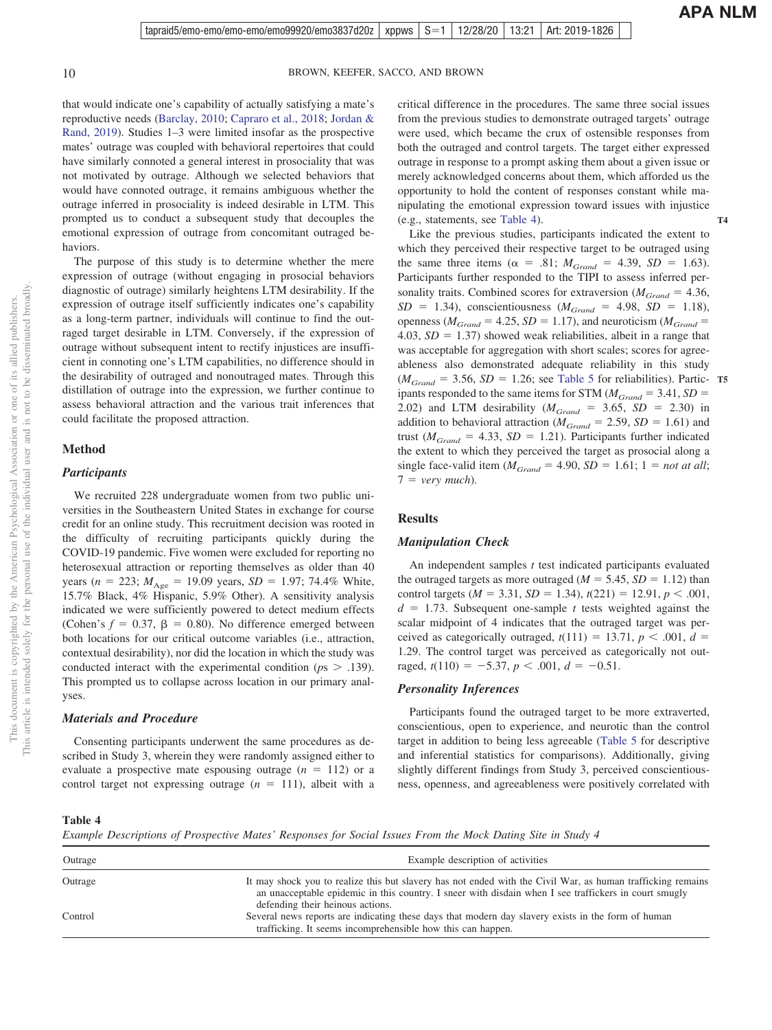that would indicate one's capability of actually satisfying a mate's reproductive needs (Barclay, 2010; Capraro et al., 2018; Jordan & Rand, 2019). Studies 1–3 were limited insofar as the prospective mates' outrage was coupled with behavioral repertoires that could have similarly connoted a general interest in prosociality that was not motivated by outrage. Although we selected behaviors that would have connoted outrage, it remains ambiguous whether the outrage inferred in prosociality is indeed desirable in LTM. This prompted us to conduct a subsequent study that decouples the emotional expression of outrage from concomitant outraged behaviors.

The purpose of this study is to determine whether the mere expression of outrage (without engaging in prosocial behaviors diagnostic of outrage) similarly heightens LTM desirability. If the expression of outrage itself sufficiently indicates one's capability as a long-term partner, individuals will continue to find the outraged target desirable in LTM. Conversely, if the expression of outrage without subsequent intent to rectify injustices are insufficient in connoting one's LTM capabilities, no difference should in the desirability of outraged and nonoutraged mates. Through this distillation of outrage into the expression, we further continue to assess behavioral attraction and the various trait inferences that could facilitate the proposed attraction.

## Method

### Participants

We recruited 228 undergraduate women from two public universities in the Southeastern United States in exchange for course credit for an online study. This recruitment decision was rooted in the difficulty of recruiting participants quickly during the COVID-19 pandemic. Five women were excluded for reporting no heterosexual attraction or reporting themselves as older than 40 years ($n$ = 223; $M_{\text{Age}}$ = 19.09 years, $SD$ = 1.97; 74.4% White, 15.7% Black, 4% Hispanic, 5.9% Other). A sensitivity analysis indicated we were sufficiently powered to detect medium effects (Cohen's $f$ = 0.37, $\beta$ = 0.80). No difference emerged between both locations for our critical outcome variables (i.e., attraction, contextual desirability), nor did the location in which the study was conducted interact with the experimental condition ($p$s > .139). This prompted us to collapse across location in our primary analyses.

### Materials and Procedure

Consenting participants underwent the same procedures as described in Study 3, wherein they were randomly assigned either to evaluate a prospective mate espousing outrage ($n$ = 112) or a control target not expressing outrage ($n$ = 111), albeit with a critical difference in the procedures. The same three social issues from the previous studies to demonstrate outraged targets' outrage were used, which became the crux of ostensible responses from both the outraged and control targets. The target either expressed outrage in response to a prompt asking them about a given issue or merely acknowledged concerns about them, which afforded us the opportunity to hold the content of responses constant while manipulating the emotional expression toward issues with injustice (e.g., statements, see Table 4).

Like the previous studies, participants indicated the extent to which they perceived their respective target to be outraged using the same three items ($\alpha$ = .81; $M_{Grand}$ = 4.39, $SD$ = 1.63). Participants further responded to the TIPI to assess inferred personality traits. Combined scores for extraversion ($M_{Grand}$ = 4.36, $SD$ = 1.34), conscientiousness ($M_{Grand}$ = 4.98, $SD$ = 1.18), openness ($M_{Grand}$ = 4.25, $SD$ = 1.17), and neuroticism ($M_{Grand}$ = 4.03, $SD$ = 1.37) showed weak reliabilities, albeit in a range that was acceptable for aggregation with short scales; scores for agreeableness also demonstrated adequate reliability in this study ($M_{Grand}$ = 3.56, $SD$ = 1.26; see Table 5 for reliabilities). Participants responded to the same items for STM ($M_{Grand}$ = 3.41, $SD$ = 2.02) and LTM desirability ($M_{Grand}$ = 3.65, $SD$ = 2.30) in addition to behavioral attraction ($M_{Grand}$ = 2.59, $SD$ = 1.61) and trust ($M_{Grand}$ = 4.33, $SD$ = 1.21). Participants further indicated the extent to which they perceived the target as prosocial along a single face-valid item ($M_{Grand}$ = 4.90, $SD$ = 1.61; 1 = *not at all*; 7 = *very much*).

## Results

### Manipulation Check

An independent samples $t$ test indicated participants evaluated the outraged targets as more outraged ($M$ = 5.45, $SD$ = 1.12) than control targets ($M$ = 3.31, $SD$ = 1.34), $t(221)$ = 12.91, $p$ < .001, $d$ = 1.73. Subsequent one-sample $t$ tests weighted against the scalar midpoint of 4 indicates that the outraged target was perceived as categorically outraged, $t(111)$ = 13.71, $p$ < .001, $d$ = 1.29. The control target was perceived as categorically not outraged, $t(110)$ = −5.37, $p$ < .001, $d$ = −0.51.

### Personality Inferences

Participants found the outraged target to be more extraverted, conscientious, open to experience, and neurotic than the control target in addition to being less agreeable (Table 5 for descriptive and inferential statistics for comparisons). Additionally, giving slightly different findings from Study 3, perceived conscientiousness, openness, and agreeableness were positively correlated with

**Table 4**
*Example Descriptions of Prospective Mates' Responses for Social Issues From the Mock Dating Site in Study 4*

| Outrage | Example description of activities |
|---|---|
| Outrage | It may shock you to realize this but slavery has not ended with the Civil War, as human trafficking remains an unacceptable epidemic in this country. I sneer with disdain when I see traffickers in court smugly defending their heinous actions. |
| Control | Several news reports are indicating these days that modern day slavery exists in the form of human trafficking. It seems incomprehensible how this can happen. |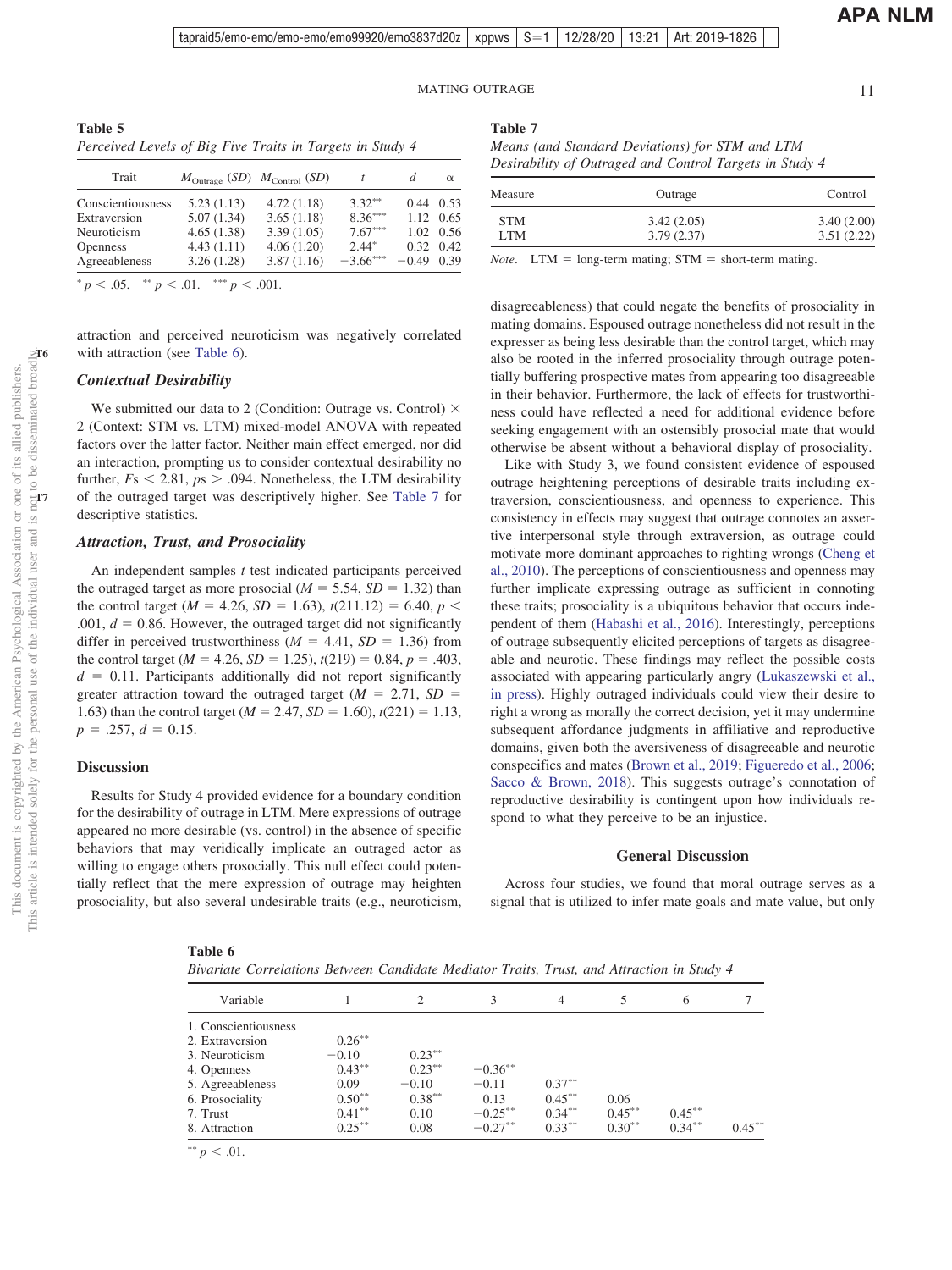**Table 5**

*Perceived Levels of Big Five Traits in Targets in Study 4*

| Trait | $M_{Outrage}$ (*SD*) | $M_{Control}$ (*SD*) | *t* | *d* | α |
|---|---|---|---|---|---|
| Conscientiousness | 5.23 (1.13) | 4.72 (1.18) | 3.32** | 0.44 | 0.53 |
| Extraversion | 5.07 (1.34) | 3.65 (1.18) | 8.36*** | 1.12 | 0.65 |
| Neuroticism | 4.65 (1.38) | 3.39 (1.05) | 7.67*** | 1.02 | 0.56 |
| Openness | 4.43 (1.11) | 4.06 (1.20) | 2.44* | 0.32 | 0.42 |
| Agreeableness | 3.26 (1.28) | 3.87 (1.16) | −3.66*** | −0.49 | 0.39 |

* $p < .05$. ** $p < .01$. *** $p < .001$.

attraction and perceived neuroticism was negatively correlated with attraction (see Table 6).

### Contextual Desirability

We submitted our data to 2 (Condition: Outrage vs. Control) × 2 (Context: STM vs. LTM) mixed-model ANOVA with repeated factors over the latter factor. Neither main effect emerged, nor did an interaction, prompting us to consider contextual desirability no further, $Fs < 2.81$, $ps > .094$. Nonetheless, the LTM desirability of the outraged target was descriptively higher. See Table 7 for descriptive statistics.

### Attraction, Trust, and Prosociality

An independent samples *t* test indicated participants perceived the outraged target as more prosocial ($M = 5.54$, $SD = 1.32$) than the control target ($M = 4.26$, $SD = 1.63$), $t(211.12) = 6.40$, $p < .001$, $d = 0.86$. However, the outraged target did not significantly differ in perceived trustworthiness ($M = 4.41$, $SD = 1.36$) from the control target ($M = 4.26$, $SD = 1.25$), $t(219) = 0.84$, $p = .403$, $d = 0.11$. Participants additionally did not report significantly greater attraction toward the outraged target ($M = 2.71$, $SD = 1.63$) than the control target ($M = 2.47$, $SD = 1.60$), $t(221) = 1.13$, $p = .257$, $d = 0.15$.

## Discussion

Results for Study 4 provided evidence for a boundary condition for the desirability of outrage in LTM. Mere expressions of outrage appeared no more desirable (vs. control) in the absence of specific behaviors that may veridically implicate an outraged actor as willing to engage others prosocially. This null effect could potentially reflect that the mere expression of outrage may heighten prosociality, but also several undesirable traits (e.g., neuroticism, disagreeableness) that could negate the benefits of prosociality in mating domains. Espoused outrage nonetheless did not result in the expresser as being less desirable than the control target, which may also be rooted in the inferred prosociality through outrage potentially buffering prospective mates from appearing too disagreeable in their behavior. Furthermore, the lack of effects for trustworthiness could have reflected a need for additional evidence before seeking engagement with an ostensibly prosocial mate that would otherwise be absent without a behavioral display of prosociality.

Like with Study 3, we found consistent evidence of espoused outrage heightening perceptions of desirable traits including extraversion, conscientiousness, and openness to experience. This consistency in effects may suggest that outrage connotes an assertive interpersonal style through extraversion, as outrage could motivate more dominant approaches to righting wrongs (Cheng et al., 2010). The perceptions of conscientiousness and openness may further implicate expressing outrage as sufficient in connoting these traits; prosociality is a ubiquitous behavior that occurs independent of them (Habashi et al., 2016). Interestingly, perceptions of outrage subsequently elicited perceptions of targets as disagreeable and neurotic. These findings may reflect the possible costs associated with appearing particularly angry (Lukaszewski et al., in press). Highly outraged individuals could view their desire to right a wrong as morally the correct decision, yet it may undermine subsequent affordance judgments in affiliative and reproductive domains, given both the aversiveness of disagreeable and neurotic conspecifics and mates (Brown et al., 2019; Figueredo et al., 2006; Sacco & Brown, 2018). This suggests outrage's connotation of reproductive desirability is contingent upon how individuals respond to what they perceive to be an injustice.

**Table 7**

*Means (and Standard Deviations) for STM and LTM Desirability of Outraged and Control Targets in Study 4*

| Measure | Outrage | Control |
|---|---|---|
| STM | 3.42 (2.05) | 3.40 (2.00) |
| LTM | 3.79 (2.37) | 3.51 (2.22) |

*Note.* LTM = long-term mating; STM = short-term mating.

## General Discussion

Across four studies, we found that moral outrage serves as a signal that is utilized to infer mate goals and mate value, but only

**Table 6**

*Bivariate Correlations Between Candidate Mediator Traits, Trust, and Attraction in Study 4*

| Variable | 1 | 2 | 3 | 4 | 5 | 6 | 7 |
|---|---|---|---|---|---|---|---|
| 1. Conscientiousness | | | | | | | |
| 2. Extraversion | 0.26** | | | | | | |
| 3. Neuroticism | −0.10 | 0.23** | | | | | |
| 4. Openness | 0.43** | 0.23** | −0.36** | | | | |
| 5. Agreeableness | 0.09 | −0.10 | −0.11 | 0.37** | | | |
| 6. Prosociality | 0.50** | 0.38** | 0.13 | 0.45** | 0.06 | | |
| 7. Trust | 0.41** | 0.10 | −0.25** | 0.34** | 0.45** | 0.45** | |
| 8. Attraction | 0.25** | 0.08 | −0.27** | 0.33** | 0.30** | 0.34** | 0.45** |

** $p < .01$.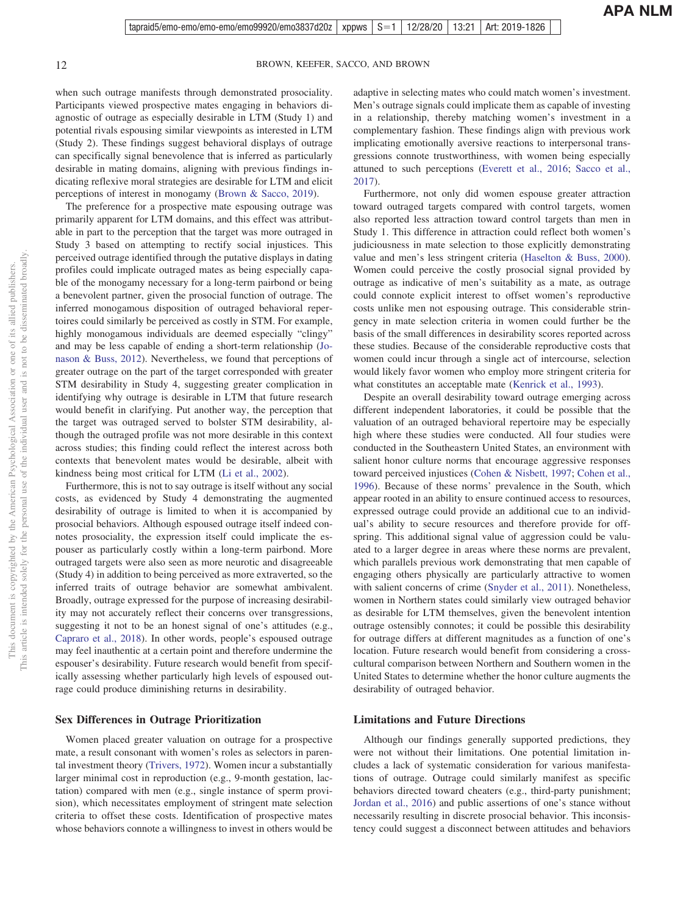when such outrage manifests through demonstrated prosociality. Participants viewed prospective mates engaging in behaviors diagnostic of outrage as especially desirable in LTM (Study 1) and potential rivals espousing similar viewpoints as interested in LTM (Study 2). These findings suggest behavioral displays of outrage can specifically signal benevolence that is inferred as particularly desirable in mating domains, aligning with previous findings indicating reflexive moral strategies are desirable for LTM and elicit perceptions of interest in monogamy (Brown & Sacco, 2019).

The preference for a prospective mate espousing outrage was primarily apparent for LTM domains, and this effect was attributable in part to the perception that the target was more outraged in Study 3 based on attempting to rectify social injustices. This perceived outrage identified through the putative displays in dating profiles could implicate outraged mates as being especially capable of the monogamy necessary for a long-term pairbond or being a benevolent partner, given the prosocial function of outrage. The inferred monogamous disposition of outraged behavioral repertoires could similarly be perceived as costly in STM. For example, highly monogamous individuals are deemed especially "clingy" and may be less capable of ending a short-term relationship (Jonason & Buss, 2012). Nevertheless, we found that perceptions of greater outrage on the part of the target corresponded with greater STM desirability in Study 4, suggesting greater complication in identifying why outrage is desirable in LTM that future research would benefit in clarifying. Put another way, the perception that the target was outraged served to bolster STM desirability, although the outraged profile was not more desirable in this context across studies; this finding could reflect the interest across both contexts that benevolent mates would be desirable, albeit with kindness being most critical for LTM (Li et al., 2002).

Furthermore, this is not to say outrage is itself without any social costs, as evidenced by Study 4 demonstrating the augmented desirability of outrage is limited to when it is accompanied by prosocial behaviors. Although espoused outrage itself indeed connotes prosociality, the expression itself could implicate the espouser as particularly costly within a long-term pairbond. More outraged targets were also seen as more neurotic and disagreeable (Study 4) in addition to being perceived as more extraverted, so the inferred traits of outrage behavior are somewhat ambivalent. Broadly, outrage expressed for the purpose of increasing desirability may not accurately reflect their concerns over transgressions, suggesting it not to be an honest signal of one's attitudes (e.g., Capraro et al., 2018). In other words, people's espoused outrage may feel inauthentic at a certain point and therefore undermine the espouser's desirability. Future research would benefit from specifically assessing whether particularly high levels of espoused outrage could produce diminishing returns in desirability.

## Sex Differences in Outrage Prioritization

Women placed greater valuation on outrage for a prospective mate, a result consonant with women's roles as selectors in parental investment theory (Trivers, 1972). Women incur a substantially larger minimal cost in reproduction (e.g., 9-month gestation, lactation) compared with men (e.g., single instance of sperm provision), which necessitates employment of stringent mate selection criteria to offset these costs. Identification of prospective mates whose behaviors connote a willingness to invest in others would be adaptive in selecting mates who could match women's investment. Men's outrage signals could implicate them as capable of investing in a relationship, thereby matching women's investment in a complementary fashion. These findings align with previous work implicating emotionally aversive reactions to interpersonal transgressions connote trustworthiness, with women being especially attuned to such perceptions (Everett et al., 2016; Sacco et al., 2017).

Furthermore, not only did women espouse greater attraction toward outraged targets compared with control targets, women also reported less attraction toward control targets than men in Study 1. This difference in attraction could reflect both women's judiciousness in mate selection to those explicitly demonstrating value and men's less stringent criteria (Haselton & Buss, 2000). Women could perceive the costly prosocial signal provided by outrage as indicative of men's suitability as a mate, as outrage could connote explicit interest to offset women's reproductive costs unlike men not espousing outrage. This considerable stringency in mate selection criteria in women could further be the basis of the small differences in desirability scores reported across these studies. Because of the considerable reproductive costs that women could incur through a single act of intercourse, selection would likely favor women who employ more stringent criteria for what constitutes an acceptable mate (Kenrick et al., 1993).

Despite an overall desirability toward outrage emerging across different independent laboratories, it could be possible that the valuation of an outraged behavioral repertoire may be especially high where these studies were conducted. All four studies were conducted in the Southeastern United States, an environment with salient honor culture norms that encourage aggressive responses toward perceived injustices (Cohen & Nisbett, 1997; Cohen et al., 1996). Because of these norms' prevalence in the South, which appear rooted in an ability to ensure continued access to resources, expressed outrage could provide an additional cue to an individual's ability to secure resources and therefore provide for offspring. This additional signal value of aggression could be valuated to a larger degree in areas where these norms are prevalent, which parallels previous work demonstrating that men capable of engaging others physically are particularly attractive to women with salient concerns of crime (Snyder et al., 2011). Nonetheless, women in Northern states could similarly view outraged behavior as desirable for LTM themselves, given the benevolent intention outrage ostensibly connotes; it could be possible this desirability for outrage differs at different magnitudes as a function of one's location. Future research would benefit from considering a cross-cultural comparison between Northern and Southern women in the United States to determine whether the honor culture augments the desirability of outraged behavior.

## Limitations and Future Directions

Although our findings generally supported predictions, they were not without their limitations. One potential limitation includes a lack of systematic consideration for various manifestations of outrage. Outrage could similarly manifest as specific behaviors directed toward cheaters (e.g., third-party punishment; Jordan et al., 2016) and public assertions of one's stance without necessarily resulting in discrete prosocial behavior. This inconsistency could suggest a disconnect between attitudes and behaviors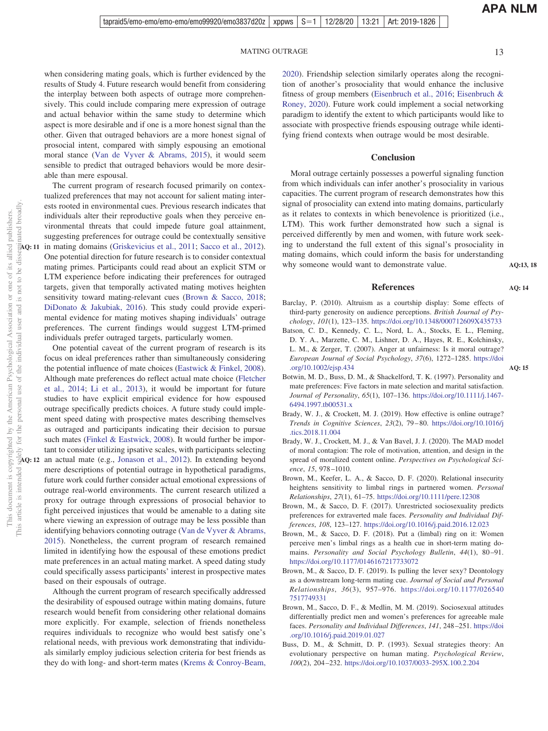when considering mating goals, which is further evidenced by the results of Study 4. Future research would benefit from considering the interplay between both aspects of outrage more comprehensively. This could include comparing mere expression of outrage and actual behavior within the same study to determine which aspect is more desirable and if one is a more honest signal than the other. Given that outraged behaviors are a more honest signal of prosocial intent, compared with simply espousing an emotional moral stance (Van de Vyver & Abrams, 2015), it would seem sensible to predict that outraged behaviors would be more desirable than mere espousal.

The current program of research focused primarily on contextualized preferences that may not account for salient mating interests rooted in environmental cues. Previous research indicates that individuals alter their reproductive goals when they perceive environmental threats that could impede future goal attainment, suggesting preferences for outrage could be contextually sensitive in mating domains (Griskevicius et al., 2011; Sacco et al., 2012). One potential direction for future research is to consider contextual mating primes. Participants could read about an explicit STM or LTM experience before indicating their preferences for outraged targets, given that temporally activated mating motives heighten sensitivity toward mating-relevant cues (Brown & Sacco, 2018; DiDonato & Jakubiak, 2016). This study could provide experimental evidence for mating motives shaping individuals' outrage preferences. The current findings would suggest LTM-primed individuals prefer outraged targets, particularly women.

One potential caveat of the current program of research is its focus on ideal preferences rather than the potential influence of mate choices (Eastwick & Finkel, 2008). Although mate preferences do reflect actual mate choice (Fletcher et al., 2014; Li et al., 2013), it would be important for future studies to have explicit empirical evidence for how espoused outrage specifically predicts choices. A future study could implement speed dating with prospective mates describing themselves as outraged and participants indicating their decision to pursue such mates (Finkel & Eastwick, 2008). It would further be important to consider utilizing ipsative scales, with participants selecting an actual mate (e.g., Jonason et al., 2012). In extending beyond mere descriptions of potential outrage in hypothetical paradigms, future work could further consider actual emotional expressions of outrage real-world environments. The current research utilized a proxy for outrage through expressions of prosocial behavior to fight perceived injustices that would be amenable to a dating site where viewing an expression of outrage may be less possible than identifying behaviors connoting outrage (Van de Vyver & Abrams, 2015). Nonetheless, the current program of research remained limited in identifying how the espousal of these emotions predict mate preferences in an actual mating market. A speed dating study could specifically assess participants' interest in prospective mates based on their espousals of outrage.

Although the current program of research specifically addressed the desirability of espoused outrage within mating domains, future research would benefit from considering other relational domains more explicitly. For example, selection of friends nonetheless requires individuals to recognize who would best satisfy one's relational needs, with previous work demonstrating that individuals similarly employ judicious selection criteria for best friends as they do with long- and short-term mates (Krems & Conroy-Beam, 2020). Friendship selection similarly operates along the recognition of another's prosociality that would enhance the inclusive fitness of group members (Eisenbruch et al., 2016; Eisenbruch & Roney, 2020). Future work could implement a social networking paradigm to identify the extent to which participants would like to associate with prospective friends espousing outrage while identifying friend contexts when outrage would be most desirable.

## Conclusion

Moral outrage certainly possesses a powerful signaling function from which individuals can infer another's prosociality in various capacities. The current program of research demonstrates how this signal of prosociality can extend into mating domains, particularly as it relates to contexts in which benevolence is prioritized (i.e., LTM). This work further demonstrated how such a signal is perceived differently by men and women, with future work seeking to understand the full extent of this signal's prosociality in mating domains, which could inform the basis for understanding why someone would want to demonstrate value.

## References

Barclay, P. (2010). Altruism as a courtship display: Some effects of third-party generosity on audience perceptions. *British Journal of Psychology*, *101*(1), 123–135. https://doi.org/10.1348/000712609X435733

Batson, C. D., Kennedy, C. L., Nord, L. A., Stocks, E. L., Fleming, D. Y. A., Marzette, C. M., Lishner, D. A., Hayes, R. E., Kolchinsky, L. M., & Zerger, T. (2007). Anger at unfairness: Is it moral outrage? *European Journal of Social Psychology*, *37*(6), 1272–1285. https://doi.org/10.1002/ejsp.434

Botwin, M. D., Buss, D. M., & Shackelford, T. K. (1997). Personality and mate preferences: Five factors in mate selection and marital satisfaction. *Journal of Personality*, *65*(1), 107–136. https://doi.org/10.1111/j.1467-6494.1997.tb00531.x

Brady, W. J., & Crockett, M. J. (2019). How effective is online outrage? *Trends in Cognitive Sciences*, *23*(2), 79–80. https://doi.org/10.1016/j.tics.2018.11.004

Brady, W. J., Crockett, M. J., & Van Bavel, J. J. (2020). The MAD model of moral contagion: The role of motivation, attention, and design in the spread of moralized content online. *Perspectives on Psychological Science*, *15*, 978–1010.

Brown, M., Keefer, L. A., & Sacco, D. F. (2020). Relational insecurity heightens sensitivity to limbal rings in partnered women. *Personal Relationships*, *27*(1), 61–75. https://doi.org/10.1111/pere.12308

Brown, M., & Sacco, D. F. (2017). Unrestricted sociosexuality predicts preferences for extraverted male faces. *Personality and Individual Differences*, *108*, 123–127. https://doi.org/10.1016/j.paid.2016.12.023

Brown, M., & Sacco, D. F. (2018). Put a (limbal) ring on it: Women perceive men's limbal rings as a health cue in short-term mating domains. *Personality and Social Psychology Bulletin*, *44*(1), 80–91. https://doi.org/10.1177/0146167217733072

Brown, M., & Sacco, D. F. (2019). Is pulling the lever sexy? Deontology as a downstream long-term mating cue. *Journal of Social and Personal Relationships*, *36*(3), 957–976. https://doi.org/10.1177/0265407517749331

Brown, M., Sacco, D. F., & Medlin, M. M. (2019). Sociosexual attitudes differentially predict men and women's preferences for agreeable male faces. *Personality and Individual Differences*, *141*, 248–251. https://doi.org/10.1016/j.paid.2019.01.027

Buss, D. M., & Schmitt, D. P. (1993). Sexual strategies theory: An evolutionary perspective on human mating. *Psychological Review*, *100*(2), 204–232. https://doi.org/10.1037/0033-295X.100.2.204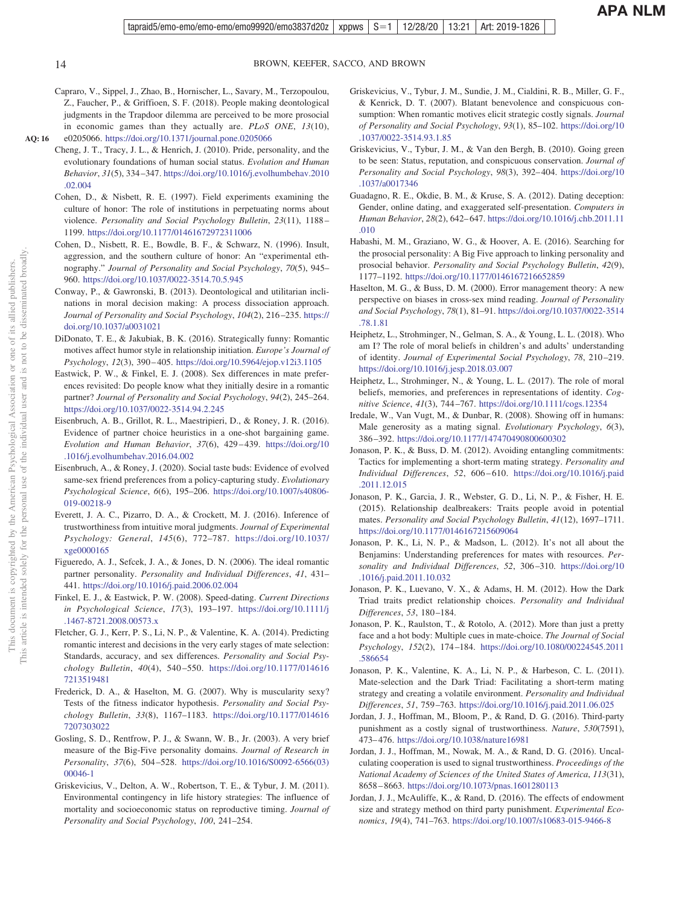Capraro, V., Sippel, J., Zhao, B., Hornischer, L., Savary, M., Terzopoulou, Z., Faucher, P., & Griffioen, S. F. (2018). People making deontological judgments in the Trapdoor dilemma are perceived to be more prosocial in economic games than they actually are. *PLoS ONE*, *13*(10), e0205066. https://doi.org/10.1371/journal.pone.0205066

Cheng, J. T., Tracy, J. L., & Henrich, J. (2010). Pride, personality, and the evolutionary foundations of human social status. *Evolution and Human Behavior*, *31*(5), 334–347. https://doi.org/10.1016/j.evolhumbehav.2010.02.004

Cohen, D., & Nisbett, R. E. (1997). Field experiments examining the culture of honor: The role of institutions in perpetuating norms about violence. *Personality and Social Psychology Bulletin*, *23*(11), 1188–1199. https://doi.org/10.1177/01461672972311006

Cohen, D., Nisbett, R. E., Bowdle, B. F., & Schwarz, N. (1996). Insult, aggression, and the southern culture of honor: An "experimental ethnography." *Journal of Personality and Social Psychology*, *70*(5), 945–960. https://doi.org/10.1037/0022-3514.70.5.945

Conway, P., & Gawronski, B. (2013). Deontological and utilitarian inclinations in moral decision making: A process dissociation approach. *Journal of Personality and Social Psychology*, *104*(2), 216–235. https://doi.org/10.1037/a0031021

DiDonato, T. E., & Jakubiak, B. K. (2016). Strategically funny: Romantic motives affect humor style in relationship initiation. *Europe's Journal of Psychology*, *12*(3), 390–405. https://doi.org/10.5964/ejop.v12i3.1105

Eastwick, P. W., & Finkel, E. J. (2008). Sex differences in mate preferences revisited: Do people know what they initially desire in a romantic partner? *Journal of Personality and Social Psychology*, *94*(2), 245–264. https://doi.org/10.1037/0022-3514.94.2.245

Eisenbruch, A. B., Grillot, R. L., Maestripieri, D., & Roney, J. R. (2016). Evidence of partner choice heuristics in a one-shot bargaining game. *Evolution and Human Behavior*, *37*(6), 429–439. https://doi.org/10.1016/j.evolhumbehav.2016.04.002

Eisenbruch, A., & Roney, J. (2020). Social taste buds: Evidence of evolved same-sex friend preferences from a policy-capturing study. *Evolutionary Psychological Science*, *6*(6), 195–206. https://doi.org/10.1007/s40806-019-00218-9

Everett, J. A. C., Pizarro, D. A., & Crockett, M. J. (2016). Inference of trustworthiness from intuitive moral judgments. *Journal of Experimental Psychology: General*, *145*(6), 772–787. https://doi.org/10.1037/xge0000165

Figueredo, A. J., Sefcek, J. A., & Jones, D. N. (2006). The ideal romantic partner personality. *Personality and Individual Differences*, *41*, 431–441. https://doi.org/10.1016/j.paid.2006.02.004

Finkel, E. J., & Eastwick, P. W. (2008). Speed-dating. *Current Directions in Psychological Science*, *17*(3), 193–197. https://doi.org/10.1111/j.1467-8721.2008.00573.x

Fletcher, G. J., Kerr, P. S., Li, N. P., & Valentine, K. A. (2014). Predicting romantic interest and decisions in the very early stages of mate selection: Standards, accuracy, and sex differences. *Personality and Social Psychology Bulletin*, *40*(4), 540–550. https://doi.org/10.1177/0146167213519481

Frederick, D. A., & Haselton, M. G. (2007). Why is muscularity sexy? Tests of the fitness indicator hypothesis. *Personality and Social Psychology Bulletin*, *33*(8), 1167–1183. https://doi.org/10.1177/0146167207303022

Gosling, S. D., Rentfrow, P. J., & Swann, W. B., Jr. (2003). A very brief measure of the Big-Five personality domains. *Journal of Research in Personality*, *37*(6), 504–528. https://doi.org/10.1016/S0092-6566(03)00046-1

Griskevicius, V., Delton, A. W., Robertson, T. E., & Tybur, J. M. (2011). Environmental contingency in life history strategies: The influence of mortality and socioeconomic status on reproductive timing. *Journal of Personality and Social Psychology*, *100*, 241–254.

Griskevicius, V., Tybur, J. M., Sundie, J. M., Cialdini, R. B., Miller, G. F., & Kenrick, D. T. (2007). Blatant benevolence and conspicuous consumption: When romantic motives elicit strategic costly signals. *Journal of Personality and Social Psychology*, *93*(1), 85–102. https://doi.org/10.1037/0022-3514.93.1.85

Griskevicius, V., Tybur, J. M., & Van den Bergh, B. (2010). Going green to be seen: Status, reputation, and conspicuous conservation. *Journal of Personality and Social Psychology*, *98*(3), 392–404. https://doi.org/10.1037/a0017346

Guadagno, R. E., Okdie, B. M., & Kruse, S. A. (2012). Dating deception: Gender, online dating, and exaggerated self-presentation. *Computers in Human Behavior*, *28*(2), 642–647. https://doi.org/10.1016/j.chb.2011.11.010

Habashi, M. M., Graziano, W. G., & Hoover, A. E. (2016). Searching for the prosocial personality: A Big Five approach to linking personality and prosocial behavior. *Personality and Social Psychology Bulletin*, *42*(9), 1177–1192. https://doi.org/10.1177/0146167216652859

Haselton, M. G., & Buss, D. M. (2000). Error management theory: A new perspective on biases in cross-sex mind reading. *Journal of Personality and Social Psychology*, *78*(1), 81–91. https://doi.org/10.1037/0022-3514.78.1.81

Heiphetz, L., Strohminger, N., Gelman, S. A., & Young, L. L. (2018). Who am I? The role of moral beliefs in children's and adults' understanding of identity. *Journal of Experimental Social Psychology*, *78*, 210–219. https://doi.org/10.1016/j.jesp.2018.03.007

Heiphetz, L., Strohminger, N., & Young, L. L. (2017). The role of moral beliefs, memories, and preferences in representations of identity. *Cognitive Science*, *41*(3), 744–767. https://doi.org/10.1111/cogs.12354

Iredale, W., Van Vugt, M., & Dunbar, R. (2008). Showing off in humans: Male generosity as a mating signal. *Evolutionary Psychology*, *6*(3), 386–392. https://doi.org/10.1177/147470490800600302

Jonason, P. K., & Buss, D. M. (2012). Avoiding entangling commitments: Tactics for implementing a short-term mating strategy. *Personality and Individual Differences*, *52*, 606–610. https://doi.org/10.1016/j.paid.2011.12.015

Jonason, P. K., Garcia, J. R., Webster, G. D., Li, N. P., & Fisher, H. E. (2015). Relationship dealbreakers: Traits people avoid in potential mates. *Personality and Social Psychology Bulletin*, *41*(12), 1697–1711. https://doi.org/10.1177/0146167215609064

Jonason, P. K., Li, N. P., & Madson, L. (2012). It's not all about the Benjamins: Understanding preferences for mates with resources. *Personality and Individual Differences*, *52*, 306–310. https://doi.org/10.1016/j.paid.2011.10.032

Jonason, P. K., Luevano, V. X., & Adams, H. M. (2012). How the Dark Triad traits predict relationship choices. *Personality and Individual Differences*, *53*, 180–184.

Jonason, P. K., Raulston, T., & Rotolo, A. (2012). More than just a pretty face and a hot body: Multiple cues in mate-choice. *The Journal of Social Psychology*, *152*(2), 174–184. https://doi.org/10.1080/00224545.2011.586654

Jonason, P. K., Valentine, K. A., Li, N. P., & Harbeson, C. L. (2011). Mate-selection and the Dark Triad: Facilitating a short-term mating strategy and creating a volatile environment. *Personality and Individual Differences*, *51*, 759–763. https://doi.org/10.1016/j.paid.2011.06.025

Jordan, J. J., Hoffman, M., Bloom, P., & Rand, D. G. (2016). Third-party punishment as a costly signal of trustworthiness. *Nature*, *530*(7591), 473–476. https://doi.org/10.1038/nature16981

Jordan, J. J., Hoffman, M., Nowak, M. A., & Rand, D. G. (2016). Uncalculating cooperation is used to signal trustworthiness. *Proceedings of the National Academy of Sciences of the United States of America*, *113*(31), 8658–8663. https://doi.org/10.1073/pnas.1601280113

Jordan, J. J., McAuliffe, K., & Rand, D. (2016). The effects of endowment size and strategy method on third party punishment. *Experimental Economics*, *19*(4), 741–763. https://doi.org/10.1007/s10683-015-9466-8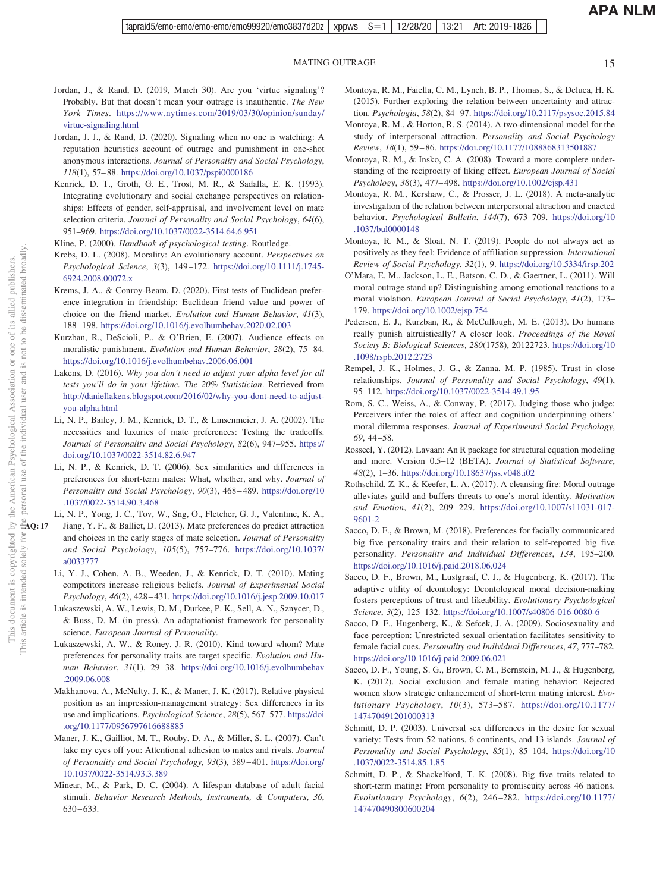Jordan, J., & Rand, D. (2019, March 30). Are you 'virtue signaling'? Probably. But that doesn't mean your outrage is inauthentic. *The New York Times*. https://www.nytimes.com/2019/03/30/opinion/sunday/virtue-signaling.html

Jordan, J. J., & Rand, D. (2020). Signaling when no one is watching: A reputation heuristics account of outrage and punishment in one-shot anonymous interactions. *Journal of Personality and Social Psychology*, *118*(1), 57–88. https://doi.org/10.1037/pspi0000186

Kenrick, D. T., Groth, G. E., Trost, M. R., & Sadalla, E. K. (1993). Integrating evolutionary and social exchange perspectives on relationships: Effects of gender, self-appraisal, and involvement level on mate selection criteria. *Journal of Personality and Social Psychology*, *64*(6), 951–969. https://doi.org/10.1037/0022-3514.64.6.951

Kline, P. (2000). *Handbook of psychological testing*. Routledge.

Krebs, D. L. (2008). Morality: An evolutionary account. *Perspectives on Psychological Science*, *3*(3), 149–172. https://doi.org/10.1111/j.1745-6924.2008.00072.x

Krems, J. A., & Conroy-Beam, D. (2020). First tests of Euclidean preference integration in friendship: Euclidean friend value and power of choice on the friend market. *Evolution and Human Behavior*, *41*(3), 188–198. https://doi.org/10.1016/j.evolhumbehav.2020.02.003

Kurzban, R., DeScioli, P., & O'Brien, E. (2007). Audience effects on moralistic punishment. *Evolution and Human Behavior*, *28*(2), 75–84. https://doi.org/10.1016/j.evolhumbehav.2006.06.001

Lakens, D. (2016). *Why you don't need to adjust your alpha level for all tests you'll do in your lifetime. The 20% Statistician*. Retrieved from http://daniellakens.blogspot.com/2016/02/why-you-dont-need-to-adjust-you-alpha.html

Li, N. P., Bailey, J. M., Kenrick, D. T., & Linsenmeier, J. A. (2002). The necessities and luxuries of mate preferences: Testing the tradeoffs. *Journal of Personality and Social Psychology*, *82*(6), 947–955. https://doi.org/10.1037/0022-3514.82.6.947

Li, N. P., & Kenrick, D. T. (2006). Sex similarities and differences in preferences for short-term mates: What, whether, and why. *Journal of Personality and Social Psychology*, *90*(3), 468–489. https://doi.org/10.1037/0022-3514.90.3.468

Li, N. P., Yong, J. C., Tov, W., Sng, O., Fletcher, G. J., Valentine, K. A., Jiang, Y. F., & Balliet, D. (2013). Mate preferences do predict attraction and choices in the early stages of mate selection. *Journal of Personality and Social Psychology*, *105*(5), 757–776. https://doi.org/10.1037/a0033777

Li, Y. J., Cohen, A. B., Weeden, J., & Kenrick, D. T. (2010). Mating competitors increase religious beliefs. *Journal of Experimental Social Psychology*, *46*(2), 428–431. https://doi.org/10.1016/j.jesp.2009.10.017

Lukaszewski, A. W., Lewis, D. M., Durkee, P. K., Sell, A. N., Sznycer, D., & Buss, D. M. (in press). An adaptationist framework for personality science. *European Journal of Personality*.

Lukaszewski, A. W., & Roney, J. R. (2010). Kind toward whom? Mate preferences for personality traits are target specific. *Evolution and Human Behavior*, *31*(1), 29–38. https://doi.org/10.1016/j.evolhumbehav.2009.06.008

Makhanova, A., McNulty, J. K., & Maner, J. K. (2017). Relative physical position as an impression-management strategy: Sex differences in its use and implications. *Psychological Science*, *28*(5), 567–577. https://doi.org/10.1177/0956797616688885

Maner, J. K., Gailliot, M. T., Rouby, D. A., & Miller, S. L. (2007). Can't take my eyes off you: Attentional adhesion to mates and rivals. *Journal of Personality and Social Psychology*, *93*(3), 389–401. https://doi.org/10.1037/0022-3514.93.3.389

Minear, M., & Park, D. C. (2004). A lifespan database of adult facial stimuli. *Behavior Research Methods, Instruments, & Computers*, *36*, 630–633.

Montoya, R. M., Faiella, C. M., Lynch, B. P., Thomas, S., & Deluca, H. K. (2015). Further exploring the relation between uncertainty and attraction. *Psychologia*, *58*(2), 84–97. https://doi.org/10.2117/psysoc.2015.84

Montoya, R. M., & Horton, R. S. (2014). A two-dimensional model for the study of interpersonal attraction. *Personality and Social Psychology Review*, *18*(1), 59–86. https://doi.org/10.1177/1088868313501887

Montoya, R. M., & Insko, C. A. (2008). Toward a more complete understanding of the reciprocity of liking effect. *European Journal of Social Psychology*, *38*(3), 477–498. https://doi.org/10.1002/ejsp.431

Montoya, R. M., Kershaw, C., & Prosser, J. L. (2018). A meta-analytic investigation of the relation between interpersonal attraction and enacted behavior. *Psychological Bulletin*, *144*(7), 673–709. https://doi.org/10.1037/bul0000148

Montoya, R. M., & Sloat, N. T. (2019). People do not always act as positively as they feel: Evidence of affiliation suppression. *International Review of Social Psychology*, *32*(1), 9. https://doi.org/10.5334/irsp.202

O'Mara, E. M., Jackson, L. E., Batson, C. D., & Gaertner, L. (2011). Will moral outrage stand up? Distinguishing among emotional reactions to a moral violation. *European Journal of Social Psychology*, *41*(2), 173–179. https://doi.org/10.1002/ejsp.754

Pedersen, E. J., Kurzban, R., & McCullough, M. E. (2013). Do humans really punish altruistically? A closer look. *Proceedings of the Royal Society B: Biological Sciences*, *280*(1758), 20122723. https://doi.org/10.1098/rspb.2012.2723

Rempel, J. K., Holmes, J. G., & Zanna, M. P. (1985). Trust in close relationships. *Journal of Personality and Social Psychology*, *49*(1), 95–112. https://doi.org/10.1037/0022-3514.49.1.95

Rom, S. C., Weiss, A., & Conway, P. (2017). Judging those who judge: Perceivers infer the roles of affect and cognition underpinning others' moral dilemma responses. *Journal of Experimental Social Psychology*, *69*, 44–58.

Rosseel, Y. (2012). Lavaan: An R package for structural equation modeling and more. Version 0.5–12 (BETA). *Journal of Statistical Software*, *48*(2), 1–36. https://doi.org/10.18637/jss.v048.i02

Rothschild, Z. K., & Keefer, L. A. (2017). A cleansing fire: Moral outrage alleviates guild and buffers threats to one's moral identity. *Motivation and Emotion*, *41*(2), 209–229. https://doi.org/10.1007/s11031-017-9601-2

Sacco, D. F., & Brown, M. (2018). Preferences for facially communicated big five personality traits and their relation to self-reported big five personality. *Personality and Individual Differences*, *134*, 195–200. https://doi.org/10.1016/j.paid.2018.06.024

Sacco, D. F., Brown, M., Lustgraaf, C. J., & Hugenberg, K. (2017). The adaptive utility of deontology: Deontological moral decision-making fosters perceptions of trust and likeability. *Evolutionary Psychological Science*, *3*(2), 125–132. https://doi.org/10.1007/s40806-016-0080-6

Sacco, D. F., Hugenberg, K., & Sefcek, J. A. (2009). Sociosexuality and face perception: Unrestricted sexual orientation facilitates sensitivity to female facial cues. *Personality and Individual Differences*, *47*, 777–782. https://doi.org/10.1016/j.paid.2009.06.021

Sacco, D. F., Young, S. G., Brown, C. M., Bernstein, M. J., & Hugenberg, K. (2012). Social exclusion and female mating behavior: Rejected women show strategic enhancement of short-term mating interest. *Evolutionary Psychology*, *10*(3), 573–587. https://doi.org/10.1177/147470491201000313

Schmitt, D. P. (2003). Universal sex differences in the desire for sexual variety: Tests from 52 nations, 6 continents, and 13 islands. *Journal of Personality and Social Psychology*, *85*(1), 85–104. https://doi.org/10.1037/0022-3514.85.1.85

Schmitt, D. P., & Shackelford, T. K. (2008). Big five traits related to short-term mating: From personality to promiscuity across 46 nations. *Evolutionary Psychology*, *6*(2), 246–282. https://doi.org/10.1177/147470490800600204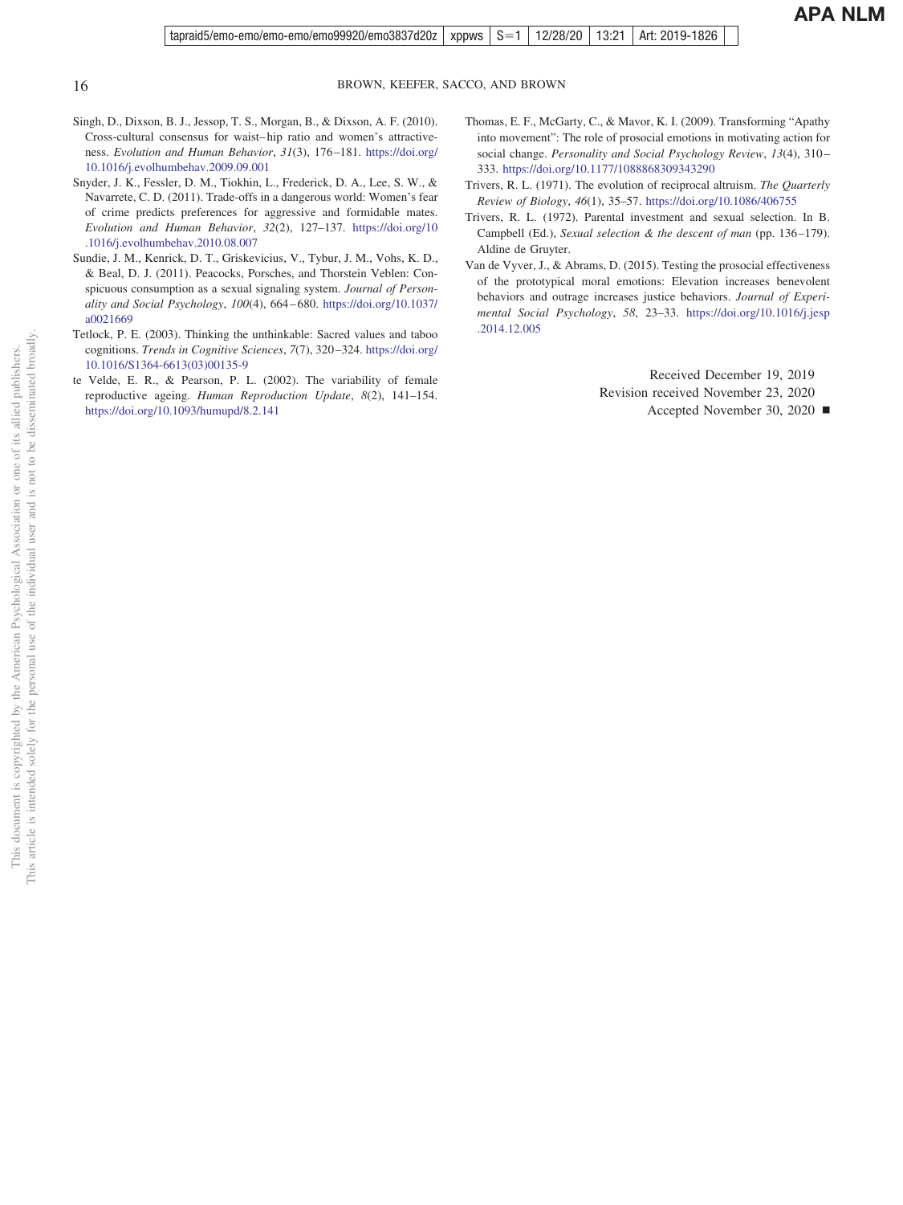Singh, D., Dixson, B. J., Jessop, T. S., Morgan, B., & Dixson, A. F. (2010). Cross-cultural consensus for waist–hip ratio and women's attractiveness. *Evolution and Human Behavior*, *31*(3), 176–181. https://doi.org/10.1016/j.evolhumbehav.2009.09.001

Snyder, J. K., Fessler, D. M., Tiokhin, L., Frederick, D. A., Lee, S. W., & Navarrete, C. D. (2011). Trade-offs in a dangerous world: Women's fear of crime predicts preferences for aggressive and formidable mates. *Evolution and Human Behavior*, *32*(2), 127–137. https://doi.org/10.1016/j.evolhumbehav.2010.08.007

Sundie, J. M., Kenrick, D. T., Griskevicius, V., Tybur, J. M., Vohs, K. D., & Beal, D. J. (2011). Peacocks, Porsches, and Thorstein Veblen: Conspicuous consumption as a sexual signaling system. *Journal of Personality and Social Psychology*, *100*(4), 664–680. https://doi.org/10.1037/a0021669

Tetlock, P. E. (2003). Thinking the unthinkable: Sacred values and taboo cognitions. *Trends in Cognitive Sciences*, *7*(7), 320–324. https://doi.org/10.1016/S1364-6613(03)00135-9

te Velde, E. R., & Pearson, P. L. (2002). The variability of female reproductive ageing. *Human Reproduction Update*, *8*(2), 141–154. https://doi.org/10.1093/humupd/8.2.141

Thomas, E. F., McGarty, C., & Mavor, K. I. (2009). Transforming "Apathy into movement": The role of prosocial emotions in motivating action for social change. *Personality and Social Psychology Review*, *13*(4), 310–333. https://doi.org/10.1177/1088868309343290

Trivers, R. L. (1971). The evolution of reciprocal altruism. *The Quarterly Review of Biology*, *46*(1), 35–57. https://doi.org/10.1086/406755

Trivers, R. L. (1972). Parental investment and sexual selection. In B. Campbell (Ed.), *Sexual selection & the descent of man* (pp. 136–179). Aldine de Gruyter.

Van de Vyver, J., & Abrams, D. (2015). Testing the prosocial effectiveness of the prototypical moral emotions: Elevation increases benevolent behaviors and outrage increases justice behaviors. *Journal of Experimental Social Psychology*, *58*, 23–33. https://doi.org/10.1016/j.jesp.2014.12.005

Received December 19, 2019
Revision received November 23, 2020
Accepted November 30, 2020 ■